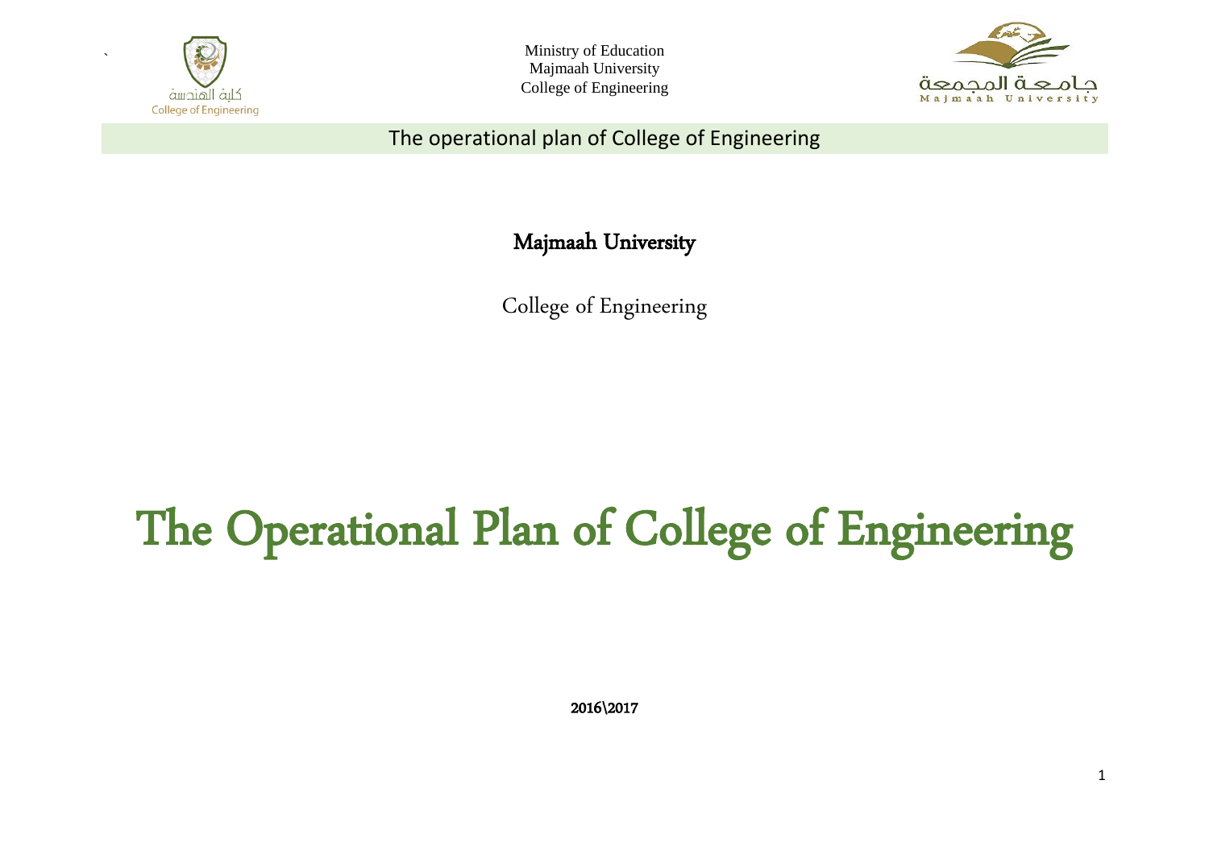Ministry of Education
Majmaah University
College of Engineering

The operational plan of College of Engineering

**Majmaah University**

College of Engineering

# The Operational Plan of College of Engineering

**2016\2017**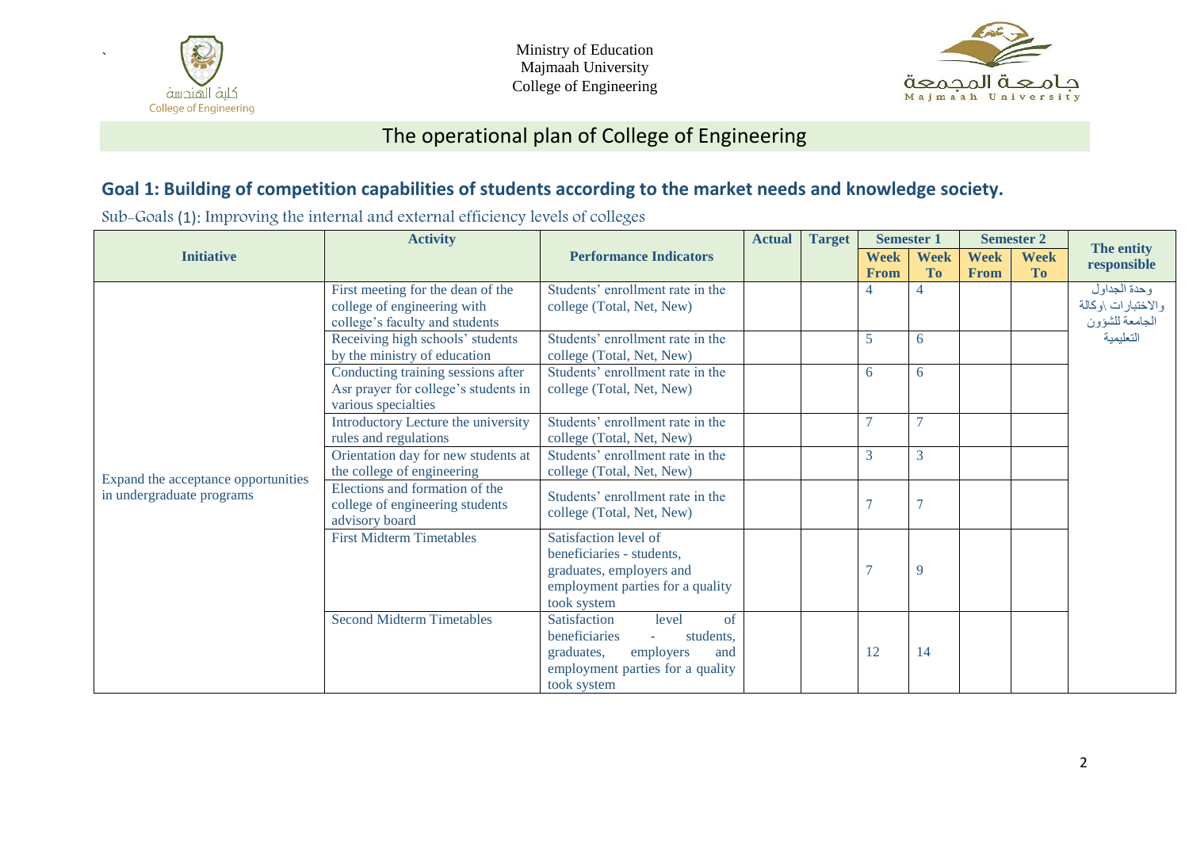Ministry of Education
Majmaah University
College of Engineering

# The operational plan of College of Engineering

## Goal 1: Building of competition capabilities of students according to the market needs and knowledge society.

Sub-Goals (1): Improving the internal and external efficiency levels of colleges

| Initiative | Activity | Performance Indicators | Actual | Target | Semester 1 | | Semester 2 | | The entity responsible |
|---|---|---|---|---|---|---|---|---|---|
| | | | | | Week From | Week To | Week From | Week To | |
| Expand the acceptance opportunities in undergraduate programs | First meeting for the dean of the college of engineering with college's faculty and students | Students' enrollment rate in the college (Total, Net, New) | | | 4 | 4 | | | وحدة الجداول والاختبارات \وكالة الجامعة للشؤون التعليمية |
| | Receiving high schools' students by the ministry of education | Students' enrollment rate in the college (Total, Net, New) | | | 5 | 6 | | | |
| | Conducting training sessions after Asr prayer for college's students in various specialties | Students' enrollment rate in the college (Total, Net, New) | | | 6 | 6 | | | |
| | Introductory Lecture the university rules and regulations | Students' enrollment rate in the college (Total, Net, New) | | | 7 | 7 | | | |
| | Orientation day for new students at the college of engineering | Students' enrollment rate in the college (Total, Net, New) | | | 3 | 3 | | | |
| | Elections and formation of the college of engineering students advisory board | Students' enrollment rate in the college (Total, Net, New) | | | 7 | 7 | | | |
| | First Midterm Timetables | Satisfaction level of beneficiaries - students, graduates, employers and employment parties for a quality took system | | | 7 | 9 | | | |
| | Second Midterm Timetables | Satisfaction level of beneficiaries - students, graduates, employers and employment parties for a quality took system | | | 12 | 14 | | | |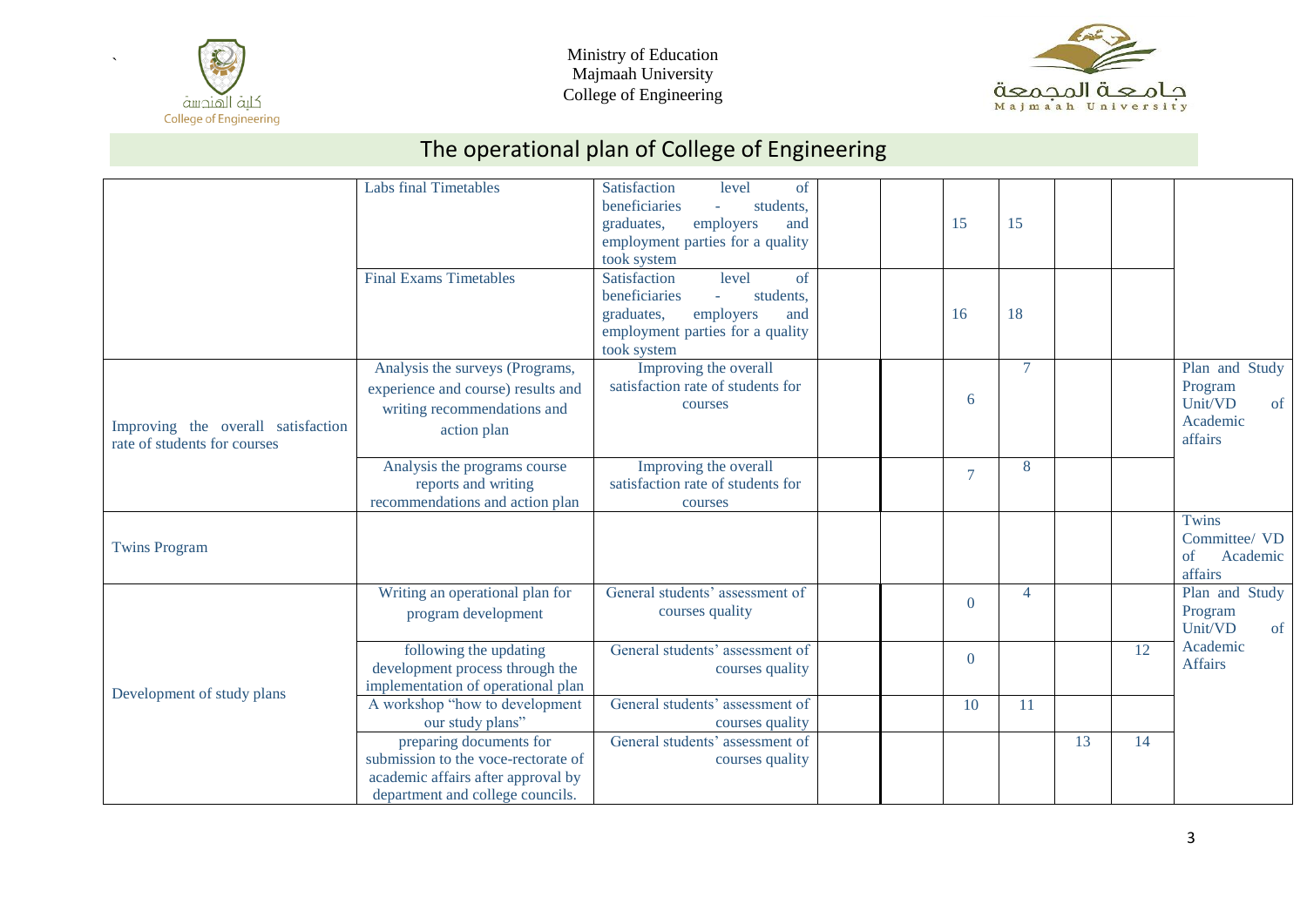# The operational plan of College of Engineering

| | | | | | | | | | |
|---|---|---|---|---|---|---|---|---|---|
| | Labs final Timetables | Satisfaction level of beneficiaries - students, graduates, employers and employment parties for a quality took system | | | 15 | 15 | | | |
| | Final Exams Timetables | Satisfaction level of beneficiaries - students, graduates, employers and employment parties for a quality took system | | | 16 | 18 | | | |
| Improving the overall satisfaction rate of students for courses | Analysis the surveys (Programs, experience and course) results and writing recommendations and action plan | Improving the overall satisfaction rate of students for courses | | | 6 | 7 | | | Plan and Study Program Unit/VD of Academic affairs |
| | Analysis the programs course reports and writing recommendations and action plan | Improving the overall satisfaction rate of students for courses | | | 7 | 8 | | | |
| Twins Program | | | | | | | | | Twins Committee/ VD of Academic affairs |
| Development of study plans | Writing an operational plan for program development | General students' assessment of courses quality | | | 0 | 4 | | | Plan and Study Program Unit/VD of Academic Affairs |
| | following the updating development process through the implementation of operational plan | General students' assessment of courses quality | | | 0 | | | 12 | |
| | A workshop "how to development our study plans" | General students' assessment of courses quality | | | 10 | 11 | | | |
| | preparing documents for submission to the voce-rectorate of academic affairs after approval by department and college councils. | General students' assessment of courses quality | | | | | 13 | 14 | |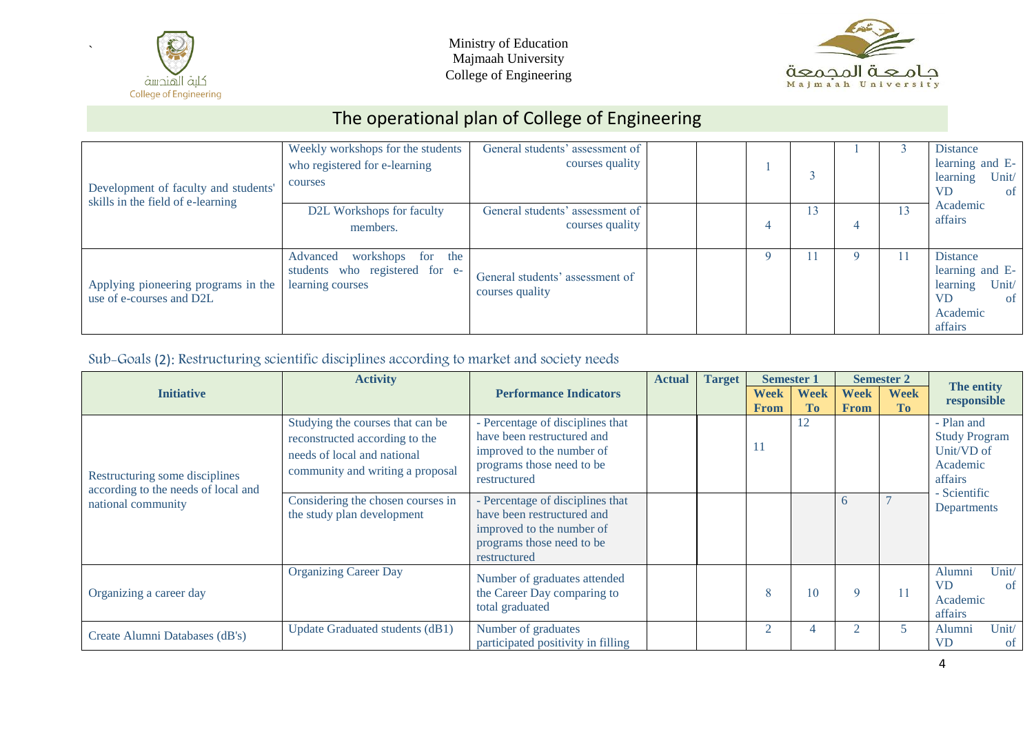Ministry of Education
Majmaah University
College of Engineering

# The operational plan of College of Engineering

| | | | | | | | | | |
|---|---|---|---|---|---|---|---|---|---|
| Development of faculty and students' skills in the field of e-learning | Weekly workshops for the students who registered for e-learning courses | General students' assessment of courses quality | | | 1 | 3 | 1 | 3 | Distance learning and E-learning Unit/ VD of Academic affairs |
| | D2L Workshops for faculty members. | General students' assessment of courses quality | | | 4 | 13 | 4 | 13 | |
| Applying pioneering programs in the use of e-courses and D2L | Advanced workshops for the students who registered for e-learning courses | General students' assessment of courses quality | | | 9 | 11 | 9 | 11 | Distance learning and E-learning Unit/ VD of Academic affairs |

## Sub-Goals (2): Restructuring scientific disciplines according to market and society needs

| Initiative | Activity | Performance Indicators | Actual | Target | Semester 1 | | Semester 2 | | The entity responsible |
|---|---|---|---|---|---|---|---|---|---|
| | | | | | Week From | Week To | Week From | Week To | |
| Restructuring some disciplines according to the needs of local and national community | Studying the courses that can be reconstructed according to the needs of local and national community and writing a proposal | - Percentage of disciplines that have been restructured and improved to the number of programs those need to be restructured | | | 11 | 12 | | | - Plan and Study Program Unit/VD of Academic affairs - Scientific Departments |
| | Considering the chosen courses in the study plan development | - Percentage of disciplines that have been restructured and improved to the number of programs those need to be restructured | | | | | 6 | 7 | |
| Organizing a career day | Organizing Career Day | Number of graduates attended the Career Day comparing to total graduated | | | 8 | 10 | 9 | 11 | Alumni Unit/ VD of Academic affairs |
| Create Alumni Databases (dB's) | Update Graduated students (dB1) | Number of graduates participated positivity in filling | | | 2 | 4 | 2 | 5 | Alumni Unit/ VD of |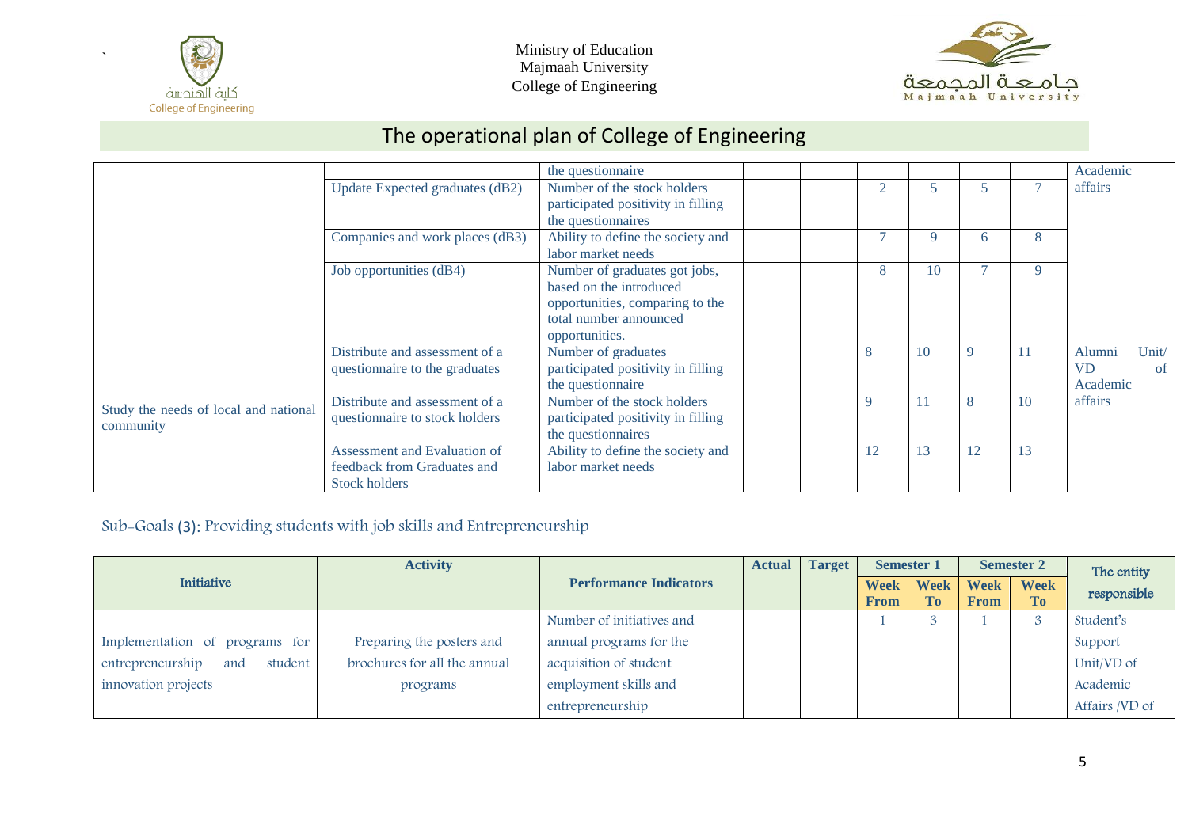Ministry of Education
Majmaah University
College of Engineering

# The operational plan of College of Engineering

| | | | | | | | | | |
|---|---|---|---|---|---|---|---|---|---|
| | | the questionnaire | | | | | | | Academic affairs |
| | Update Expected graduates (dB2) | Number of the stock holders participated positivity in filling the questionnaires | | | 2 | 5 | 5 | 7 | |
| | Companies and work places (dB3) | Ability to define the society and labor market needs | | | 7 | 9 | 6 | 8 | |
| | Job opportunities (dB4) | Number of graduates got jobs, based on the introduced opportunities, comparing to the total number announced opportunities. | | | 8 | 10 | 7 | 9 | |
| Study the needs of local and national community | Distribute and assessment of a questionnaire to the graduates | Number of graduates participated positivity in filling the questionnaire | | | 8 | 10 | 9 | 11 | Alumni Unit/ VD of Academic affairs |
| | Distribute and assessment of a questionnaire to stock holders | Number of the stock holders participated positivity in filling the questionnaires | | | 9 | 11 | 8 | 10 | |
| | Assessment and Evaluation of feedback from Graduates and Stock holders | Ability to define the society and labor market needs | | | 12 | 13 | 12 | 13 | |

## Sub-Goals (3): Providing students with job skills and Entrepreneurship

| Initiative | Activity | Performance Indicators | Actual | Target | Semester 1 | | Semester 2 | | The entity responsible |
|---|---|---|---|---|---|---|---|---|---|
| | | | | | Week From | Week To | Week From | Week To | |
| Implementation of programs for entrepreneurship and student innovation projects | Preparing the posters and brochures for all the annual programs | Number of initiatives and annual programs for the acquisition of student employment skills and entrepreneurship | | | 1 | 3 | 1 | 3 | Student's Support Unit/VD of Academic Affairs /VD of |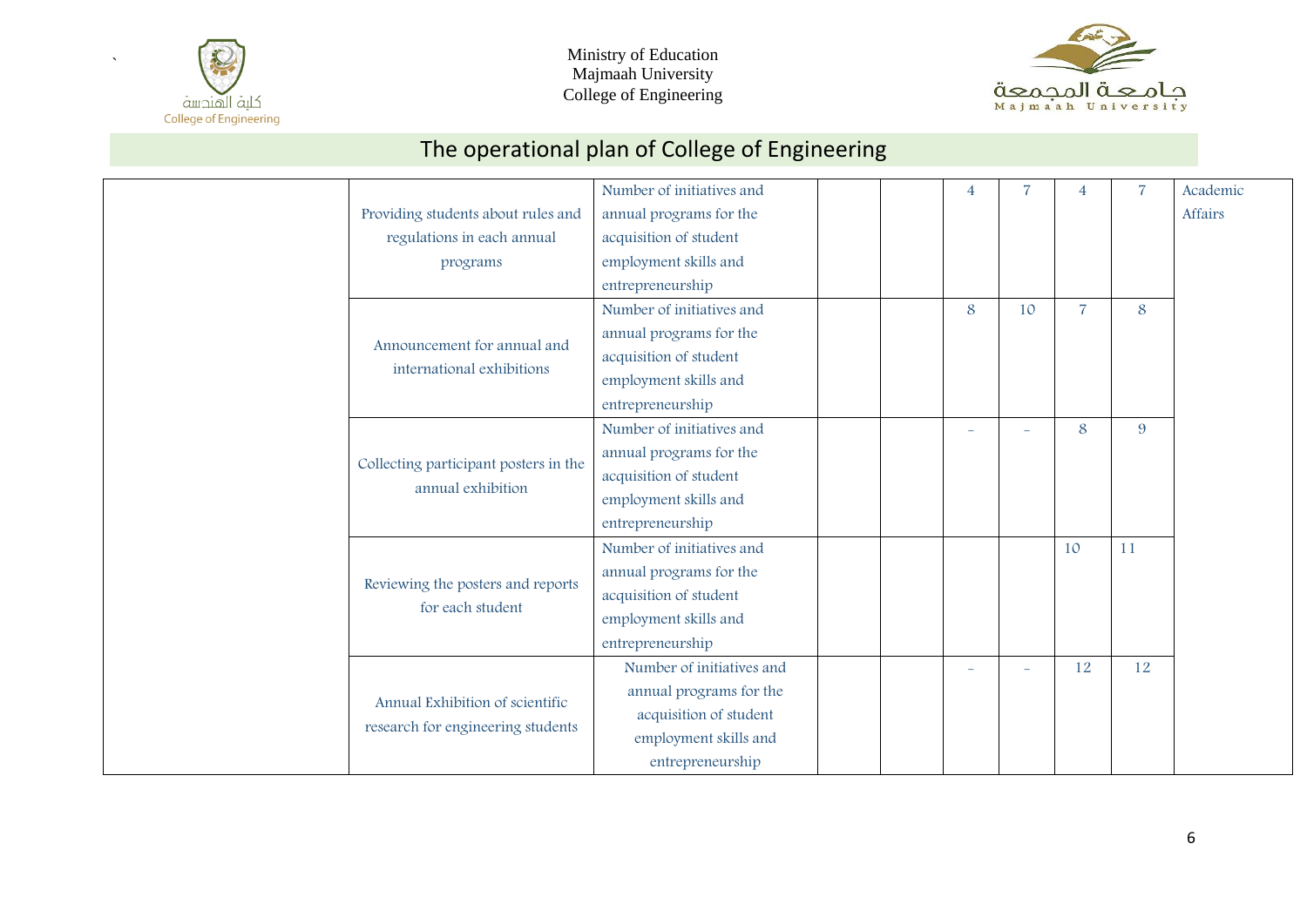Ministry of Education
Majmaah University
College of Engineering

## The operational plan of College of Engineering

| | | | | | | | | | |
|---|---|---|---|---|---|---|---|---|---|
| | Providing students about rules and regulations in each annual programs | Number of initiatives and annual programs for the acquisition of student employment skills and entrepreneurship | | | 4 | 7 | 4 | 7 | Academic Affairs |
| | Announcement for annual and international exhibitions | Number of initiatives and annual programs for the acquisition of student employment skills and entrepreneurship | | | 8 | 10 | 7 | 8 | |
| | Collecting participant posters in the annual exhibition | Number of initiatives and annual programs for the acquisition of student employment skills and entrepreneurship | | | - | - | 8 | 9 | |
| | Reviewing the posters and reports for each student | Number of initiatives and annual programs for the acquisition of student employment skills and entrepreneurship | | | | | 10 | 11 | |
| | Annual Exhibition of scientific research for engineering students | Number of initiatives and annual programs for the acquisition of student employment skills and entrepreneurship | | | - | - | 12 | 12 | |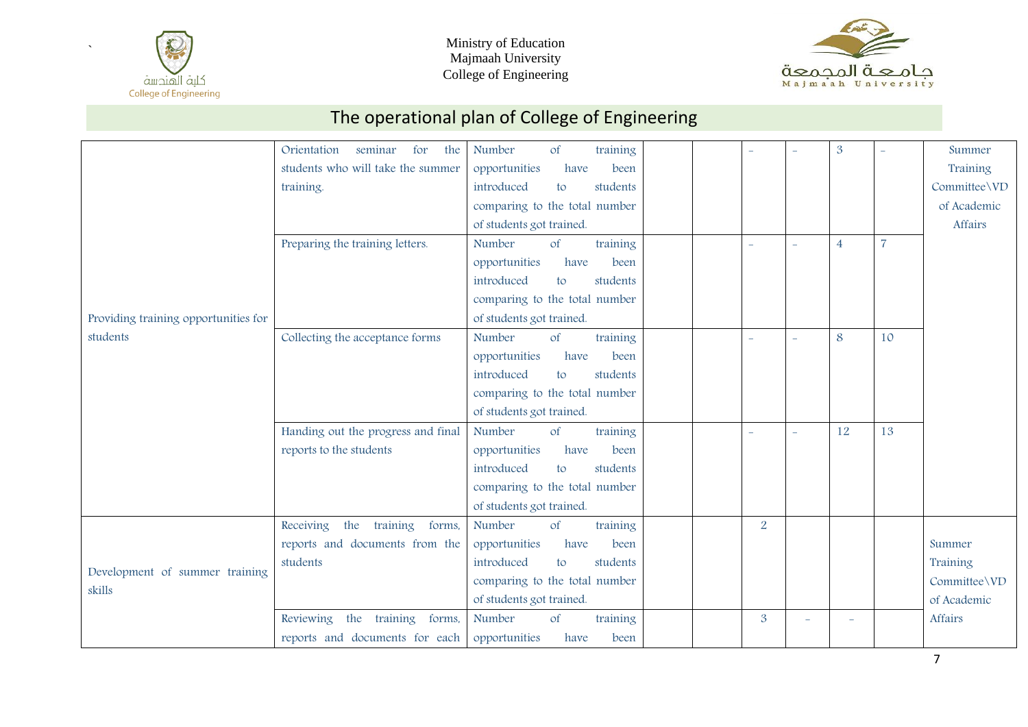## The operational plan of College of Engineering

| | | | | | | | | | |
|---|---|---|---|---|---|---|---|---|---|
| Providing training opportunities for students | Orientation seminar for the students who will take the summer training. | Number of training opportunities have been introduced to students comparing to the total number of students got trained. | | | - | - | 3 | - | Summer Training Committee\VD of Academic Affairs |
| | Preparing the training letters. | Number of training opportunities have been introduced to students comparing to the total number of students got trained. | | | - | - | 4 | 7 | |
| | Collecting the acceptance forms | Number of training opportunities have been introduced to students comparing to the total number of students got trained. | | | - | - | 8 | 10 | |
| | Handing out the progress and final reports to the students | Number of training opportunities have been introduced to students comparing to the total number of students got trained. | | | - | - | 12 | 13 | |
| Development of summer training skills | Receiving the training forms, reports and documents from the students | Number of training opportunities have been introduced to students comparing to the total number of students got trained. | | | 2 | | | | Summer Training Committee\VD of Academic Affairs |
| | Reviewing the training forms, reports and documents for each | Number of training opportunities have been | | | 3 | - | - | | |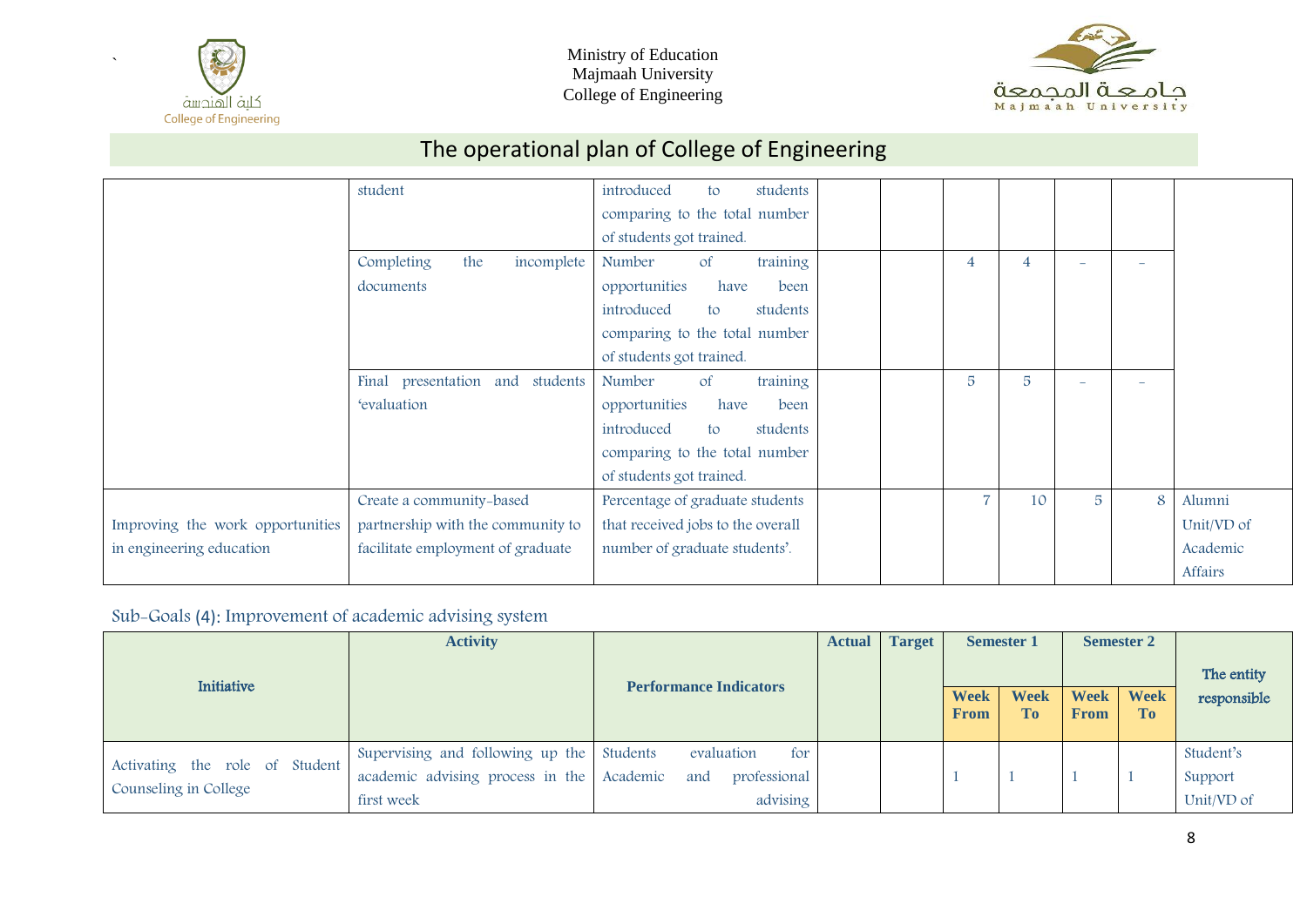# The operational plan of College of Engineering

| | | | | | | | | | |
|---|---|---|---|---|---|---|---|---|---|
| | student | introduced to students comparing to the total number of students got trained. | | | | | | | |
| | Completing the incomplete documents | Number of training opportunities have been introduced to students comparing to the total number of students got trained. | | | 4 | 4 | - | - | |
| | Final presentation and students 'evaluation | Number of training opportunities have been introduced to students comparing to the total number of students got trained. | | | 5 | 5 | - | - | |
| Improving the work opportunities in engineering education | Create a community-based partnership with the community to facilitate employment of graduate | Percentage of graduate students that received jobs to the overall number of graduate students'. | | | 7 | 10 | 5 | 8 | Alumni Unit/VD of Academic Affairs |

Sub-Goals (4): Improvement of academic advising system

| Initiative | Activity | Performance Indicators | Actual | Target | Semester 1 | | Semester 2 | | The entity responsible |
|---|---|---|---|---|---|---|---|---|---|
| | | | | | **Week From** | **Week To** | **Week From** | **Week To** | |
| Activating the role of Student Counseling in College | Supervising and following up the academic advising process in the first week | Students evaluation for Academic and professional advising | | | 1 | 1 | 1 | 1 | Student's Support Unit/VD of |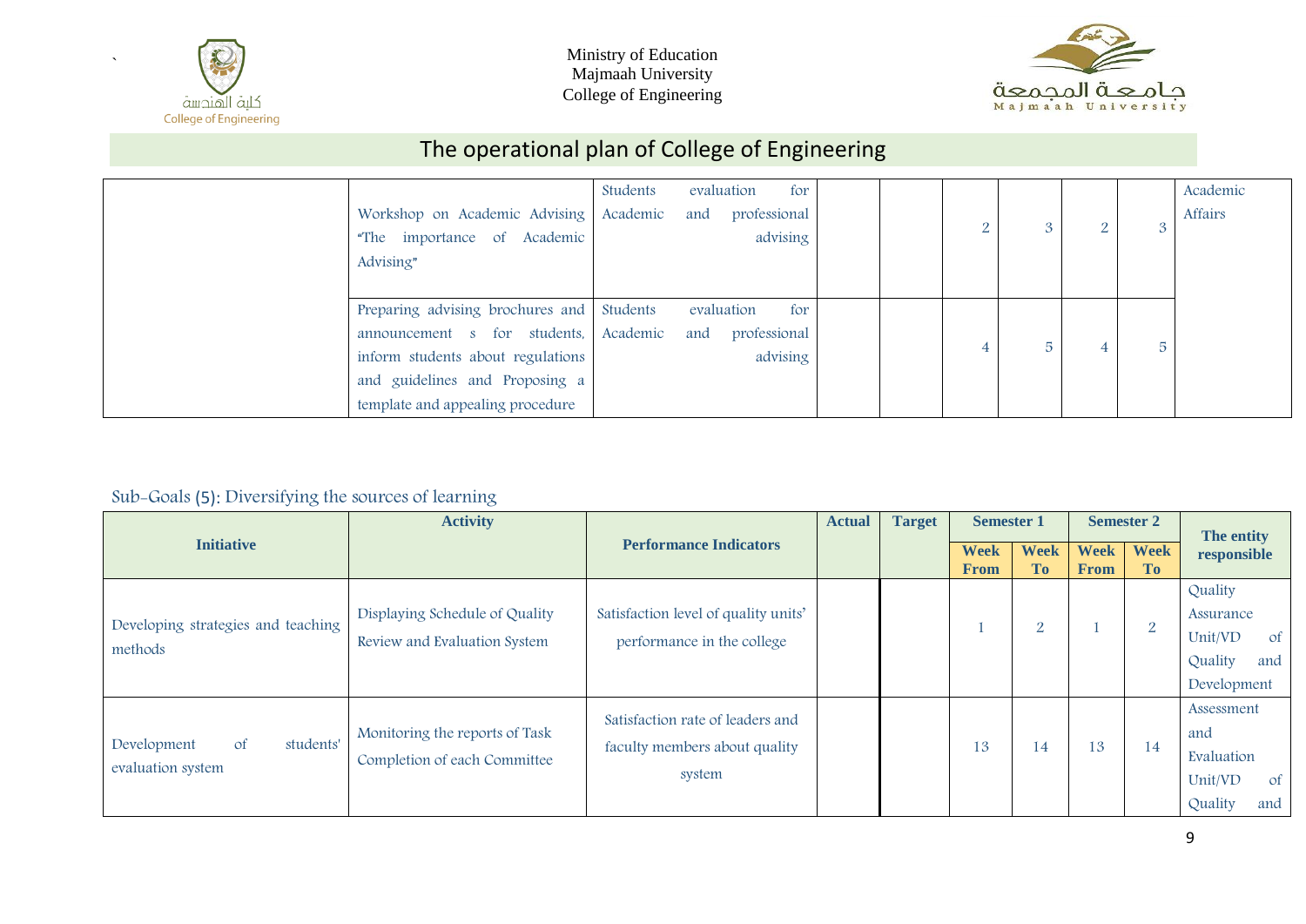Ministry of Education
Majmaah University
College of Engineering

# The operational plan of College of Engineering

| | | | | | | | | | |
|---|---|---|---|---|---|---|---|---|---|
| | Workshop on Academic Advising "The importance of Academic Advising" | Students evaluation for Academic and professional advising | | | 2 | 3 | 2 | 3 | Academic Affairs |
| | Preparing advising brochures and announcement s for students, inform students about regulations and guidelines and Proposing a template and appealing procedure | Students evaluation for Academic and professional advising | | | 4 | 5 | 4 | 5 | |

## Sub-Goals (5): Diversifying the sources of learning

| Initiative | Activity | Performance Indicators | Actual | Target | Semester 1 | | Semester 2 | | The entity responsible |
|---|---|---|---|---|---|---|---|---|---|
| | | | | | Week From | Week To | Week From | Week To | |
| Developing strategies and teaching methods | Displaying Schedule of Quality Review and Evaluation System | Satisfaction level of quality units' performance in the college | | | 1 | 2 | 1 | 2 | Quality Assurance Unit/VD of Quality and Development |
| Development of students' evaluation system | Monitoring the reports of Task Completion of each Committee | Satisfaction rate of leaders and faculty members about quality system | | | 13 | 14 | 13 | 14 | Assessment and Evaluation Unit/VD of Quality and |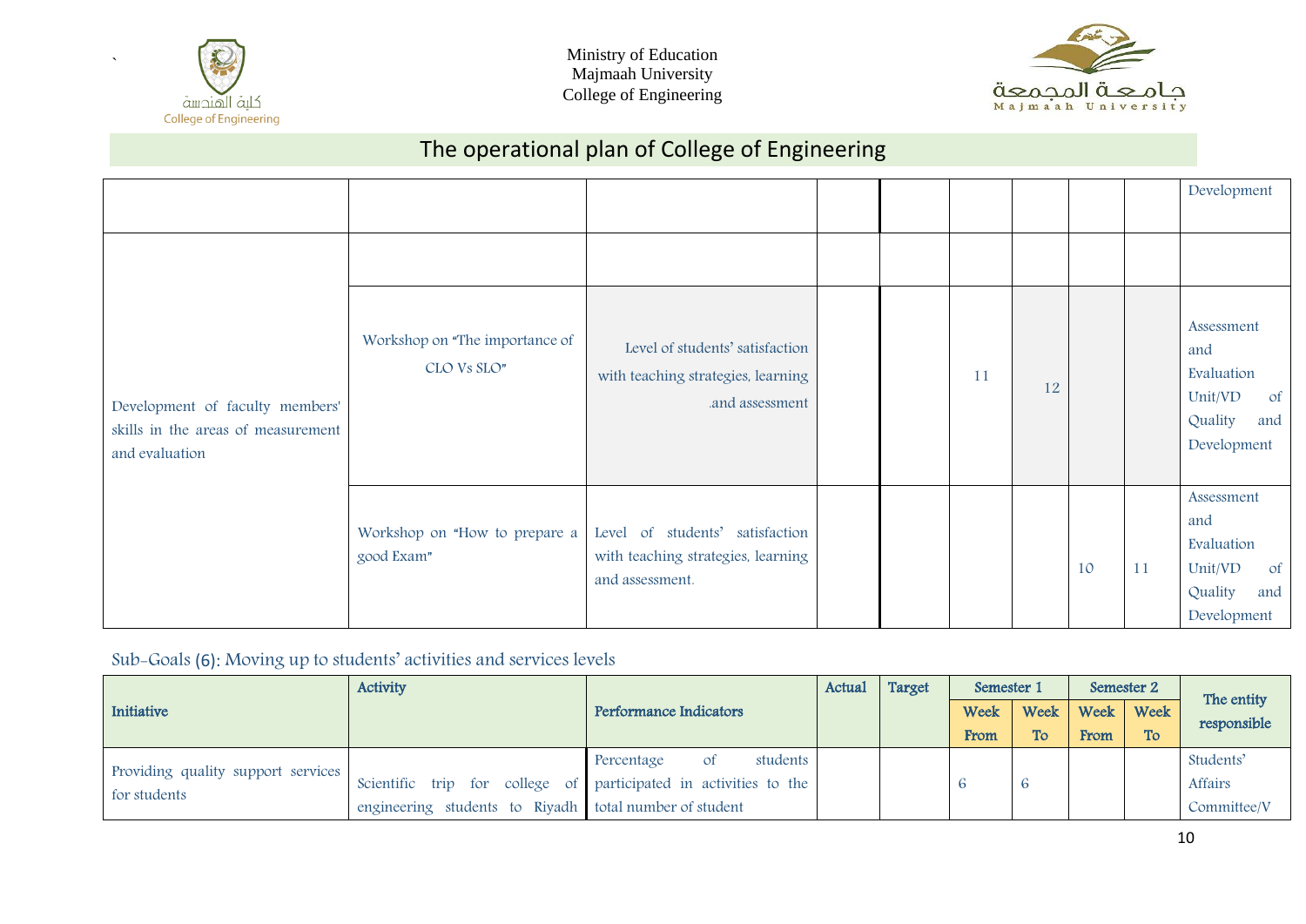Ministry of Education
Majmaah University
College of Engineering

# The operational plan of College of Engineering

| | | | | | | | | | |
|---|---|---|---|---|---|---|---|---|---|
| | | | | | | | | | Development |
| Development of faculty members' skills in the areas of measurement and evaluation | | | | | | | | | |
| | Workshop on "The importance of CLO Vs SLO" | Level of students' satisfaction with teaching strategies, learning .and assessment | | | 11 | 12 | | | Assessment and Evaluation Unit/VD of Quality and Development |
| | Workshop on "How to prepare a good Exam" | Level of students' satisfaction with teaching strategies, learning and assessment. | | | | | 10 | 11 | Assessment and Evaluation Unit/VD of Quality and Development |

Sub-Goals (6): Moving up to students' activities and services levels

| Initiative | Activity | Performance Indicators | Actual | Target | Semester 1 | | Semester 2 | | The entity responsible |
|---|---|---|---|---|---|---|---|---|---|
| | | | | | Week From | Week To | Week From | Week To | |
| Providing quality support services for students | Scientific trip for college of engineering students to Riyadh | Percentage of students participated in activities to the total number of student | | | 6 | 6 | | | Students' Affairs Committee/V |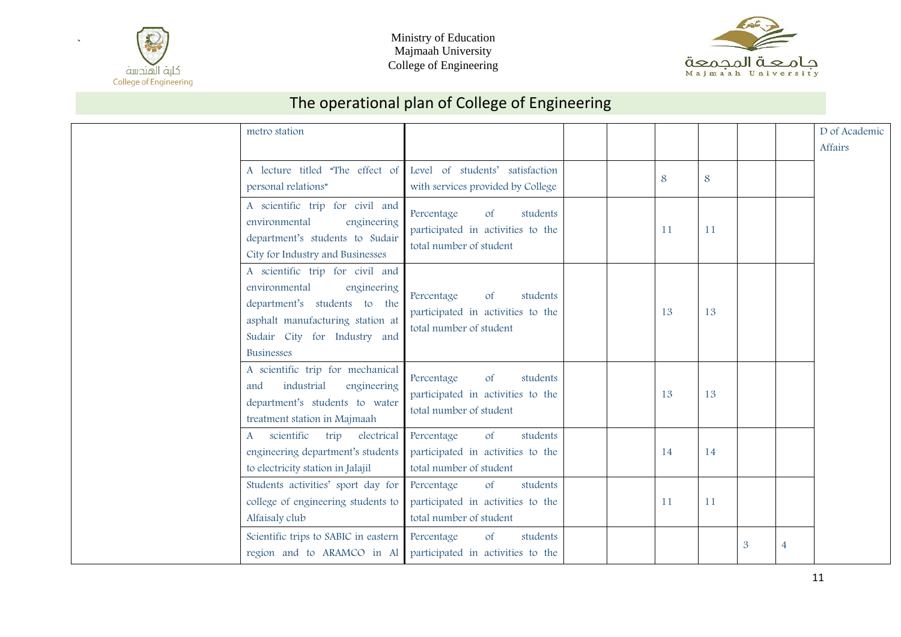Ministry of Education
Majmaah University
College of Engineering

# The operational plan of College of Engineering

| | | | | | | | | | |
|---|---|---|---|---|---|---|---|---|---|
| | metro station | | | | | | | | D of Academic Affairs |
| | A lecture titled "The effect of personal relations" | Level of students' satisfaction with services provided by College | | | 8 | 8 | | | |
| | A scientific trip for civil and environmental engineering department's students to Sudair City for Industry and Businesses | Percentage of students participated in activities to the total number of student | | | 11 | 11 | | | |
| | A scientific trip for civil and environmental engineering department's students to the asphalt manufacturing station at Sudair City for Industry and Businesses | Percentage of students participated in activities to the total number of student | | | 13 | 13 | | | |
| | A scientific trip for mechanical and industrial engineering department's students to water treatment station in Majmaah | Percentage of students participated in activities to the total number of student | | | 13 | 13 | | | |
| | A scientific trip electrical engineering department's students to electricity station in Jalajil | Percentage of students participated in activities to the total number of student | | | 14 | 14 | | | |
| | Students activities' sport day for college of engineering students to Alfaisaly club | Percentage of students participated in activities to the total number of student | | | 11 | 11 | | | |
| | Scientific trips to SABIC in eastern region and to ARAMCO in Al | Percentage of students participated in activities to the | | | | | 3 | 4 | |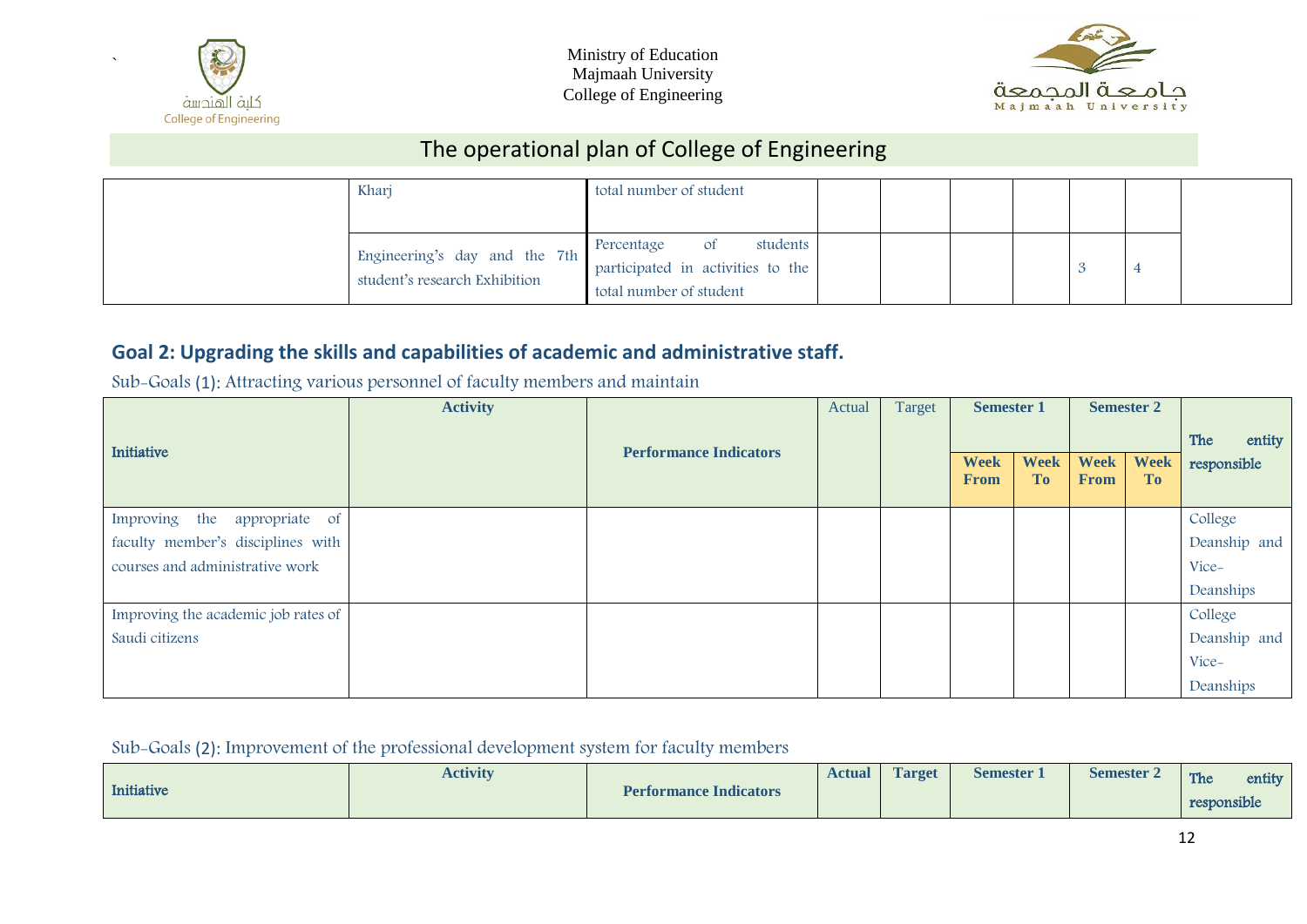The operational plan of College of Engineering

| | | | | | | | | | |
|---|---|---|---|---|---|---|---|---|---|
| | Kharj | total number of student | | | | | | | |
| | Engineering's day and the 7th student's research Exhibition | Percentage of students participated in activities to the total number of student | | | | | 3 | 4 | |

## Goal 2: Upgrading the skills and capabilities of academic and administrative staff.

Sub-Goals (1): Attracting various personnel of faculty members and maintain

| Initiative | Activity | Performance Indicators | Actual | Target | Semester 1 | | Semester 2 | | The entity responsible |
|---|---|---|---|---|---|---|---|---|---|
| | | | | | Week From | Week To | Week From | Week To | |
| Improving the appropriate of faculty member's disciplines with courses and administrative work | | | | | | | | | College Deanship and Vice-Deanships |
| Improving the academic job rates of Saudi citizens | | | | | | | | | College Deanship and Vice-Deanships |

Sub-Goals (2): Improvement of the professional development system for faculty members

| Initiative | Activity | Performance Indicators | Actual | Target | Semester 1 | Semester 2 | The entity responsible |
|---|---|---|---|---|---|---|---|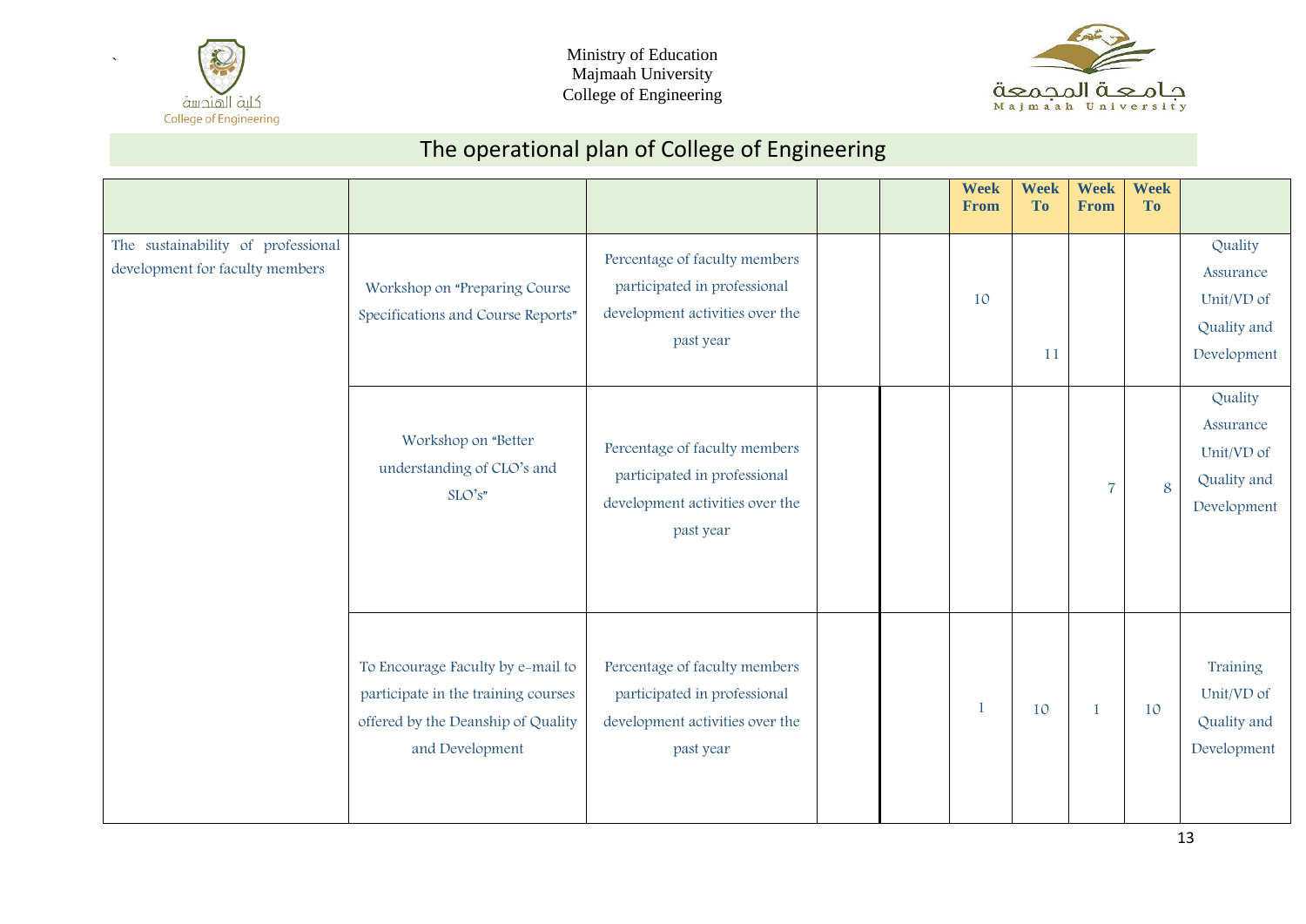Ministry of Education
Majmaah University
College of Engineering

# The operational plan of College of Engineering

| | | | | | Week From | Week To | Week From | Week To | |
|---|---|---|---|---|---|---|---|---|---|
| The sustainability of professional development for faculty members | Workshop on "Preparing Course Specifications and Course Reports" | Percentage of faculty members participated in professional development activities over the past year | | | 10 | 11 | | | Quality Assurance Unit/VD of Quality and Development |
| | Workshop on "Better understanding of CLO's and SLO's" | Percentage of faculty members participated in professional development activities over the past year | | | | | 7 | 8 | Quality Assurance Unit/VD of Quality and Development |
| | To Encourage Faculty by e-mail to participate in the training courses offered by the Deanship of Quality and Development | Percentage of faculty members participated in professional development activities over the past year | | | 1 | 10 | 1 | 10 | Training Unit/VD of Quality and Development |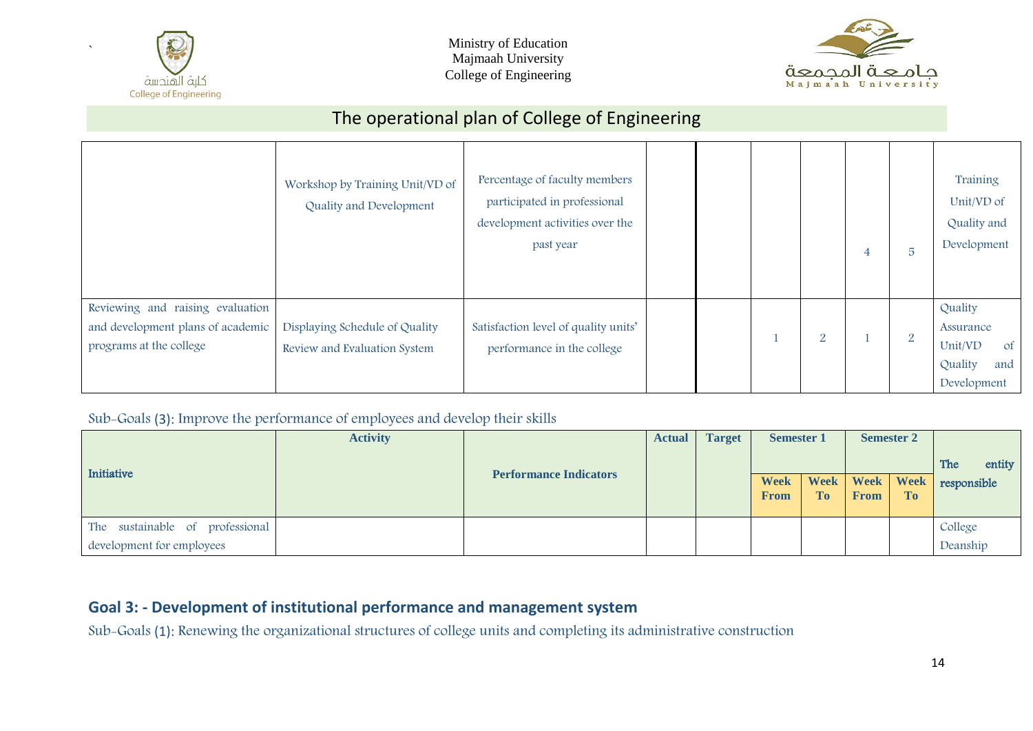Ministry of Education
Majmaah University
College of Engineering

## The operational plan of College of Engineering

| | | | | | | | | | |
|---|---|---|---|---|---|---|---|---|---|
| | Workshop by Training Unit/VD of Quality and Development | Percentage of faculty members participated in professional development activities over the past year | | | | | 4 | 5 | Training Unit/VD of Quality and Development |
| Reviewing and raising evaluation and development plans of academic programs at the college | Displaying Schedule of Quality Review and Evaluation System | Satisfaction level of quality units' performance in the college | | | 1 | 2 | 1 | 2 | Quality Assurance Unit/VD of Quality and Development |

Sub-Goals (3): Improve the performance of employees and develop their skills

| Initiative | Activity | Performance Indicators | Actual | Target | Semester 1 | | Semester 2 | | The entity responsible |
|---|---|---|---|---|---|---|---|---|---|
| | | | | | Week From | Week To | Week From | Week To | |
| The sustainable of professional development for employees | | | | | | | | | College Deanship |

## Goal 3: - Development of institutional performance and management system

Sub-Goals (1): Renewing the organizational structures of college units and completing its administrative construction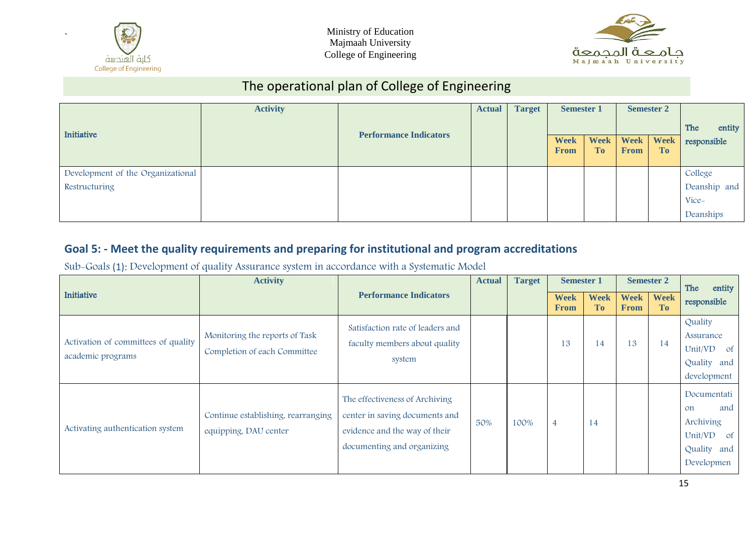Ministry of Education
Majmaah University
College of Engineering

# The operational plan of College of Engineering

| Initiative | Activity | Performance Indicators | Actual | Target | Semester 1 | | Semester 2 | | The entity responsible |
|---|---|---|---|---|---|---|---|---|---|
| | | | | | Week From | Week To | Week From | Week To | |
| Development of the Organizational Restructuring | | | | | | | | | College Deanship and Vice-Deanships |

## Goal 5: - Meet the quality requirements and preparing for institutional and program accreditations

Sub-Goals (1): Development of quality Assurance system in accordance with a Systematic Model

| Initiative | Activity | Performance Indicators | Actual | Target | Semester 1 | | Semester 2 | | The entity responsible |
|---|---|---|---|---|---|---|---|---|---|
| | | | | | Week From | Week To | Week From | Week To | |
| Activation of committees of quality academic programs | Monitoring the reports of Task Completion of each Committee | Satisfaction rate of leaders and faculty members about quality system | | | 13 | 14 | 13 | 14 | Quality Assurance Unit/VD of Quality and development |
| Activating authentication system | Continue establishing, rearranging equipping, DAU center | The effectiveness of Archiving center in saving documents and evidence and the way of their documenting and organizing | 50% | 100% | 4 | 14 | | | Documentation and Archiving Unit/VD of Quality and Developmen |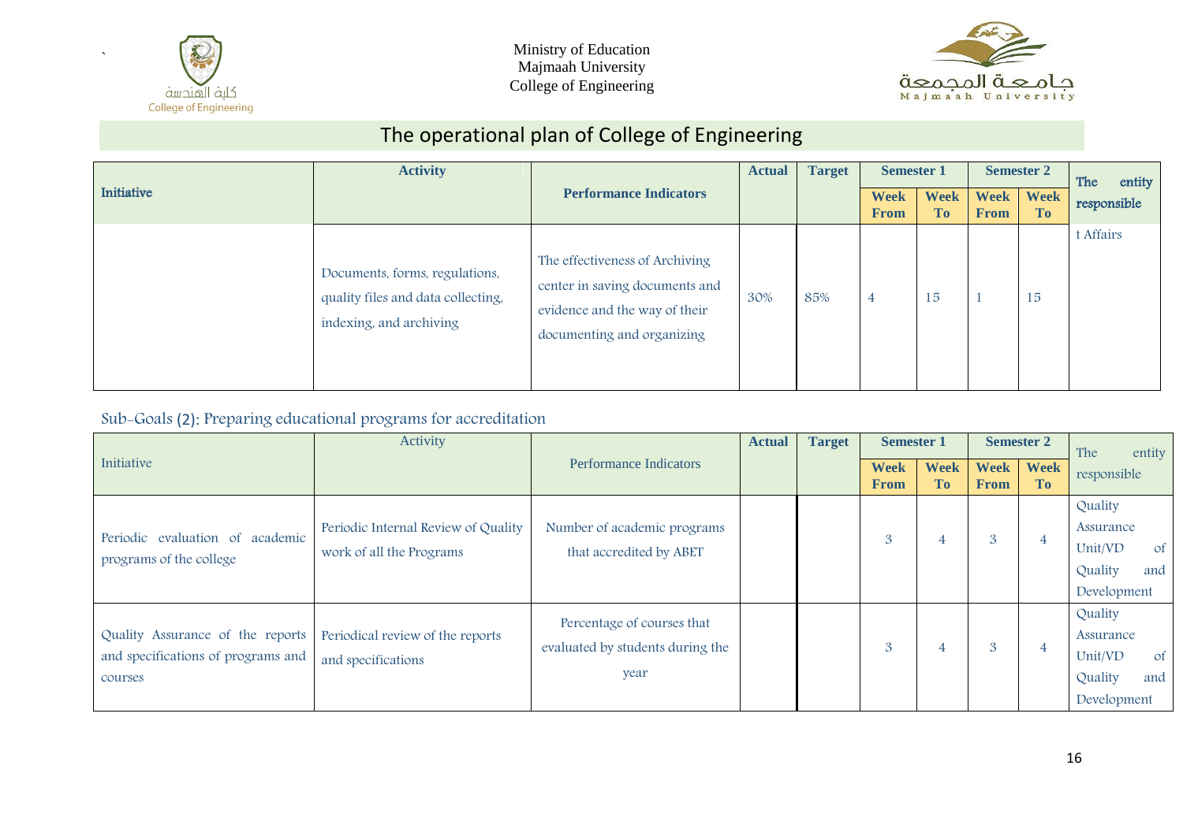Ministry of Education
Majmaah University
College of Engineering

# The operational plan of College of Engineering

| Initiative | Activity | Performance Indicators | Actual | Target | Semester 1 | | Semester 2 | | The entity responsible |
|---|---|---|---|---|---|---|---|---|---|
| | | | | | Week From | Week To | Week From | Week To | |
| | Documents, forms, regulations, quality files and data collecting, indexing, and archiving | The effectiveness of Archiving center in saving documents and evidence and the way of their documenting and organizing | 30% | 85% | 4 | 15 | 1 | 15 | t Affairs |

Sub-Goals (2): Preparing educational programs for accreditation

| Initiative | Activity | Performance Indicators | Actual | Target | Semester 1 | | Semester 2 | | The entity responsible |
|---|---|---|---|---|---|---|---|---|---|
| | | | | | Week From | Week To | Week From | Week To | |
| Periodic evaluation of academic programs of the college | Periodic Internal Review of Quality work of all the Programs | Number of academic programs that accredited by ABET | | | 3 | 4 | 3 | 4 | Quality Assurance Unit/VD of Quality and Development |
| Quality Assurance of the reports and specifications of programs and courses | Periodical review of the reports and specifications | Percentage of courses that evaluated by students during the year | | | 3 | 4 | 3 | 4 | Quality Assurance Unit/VD of Quality and Development |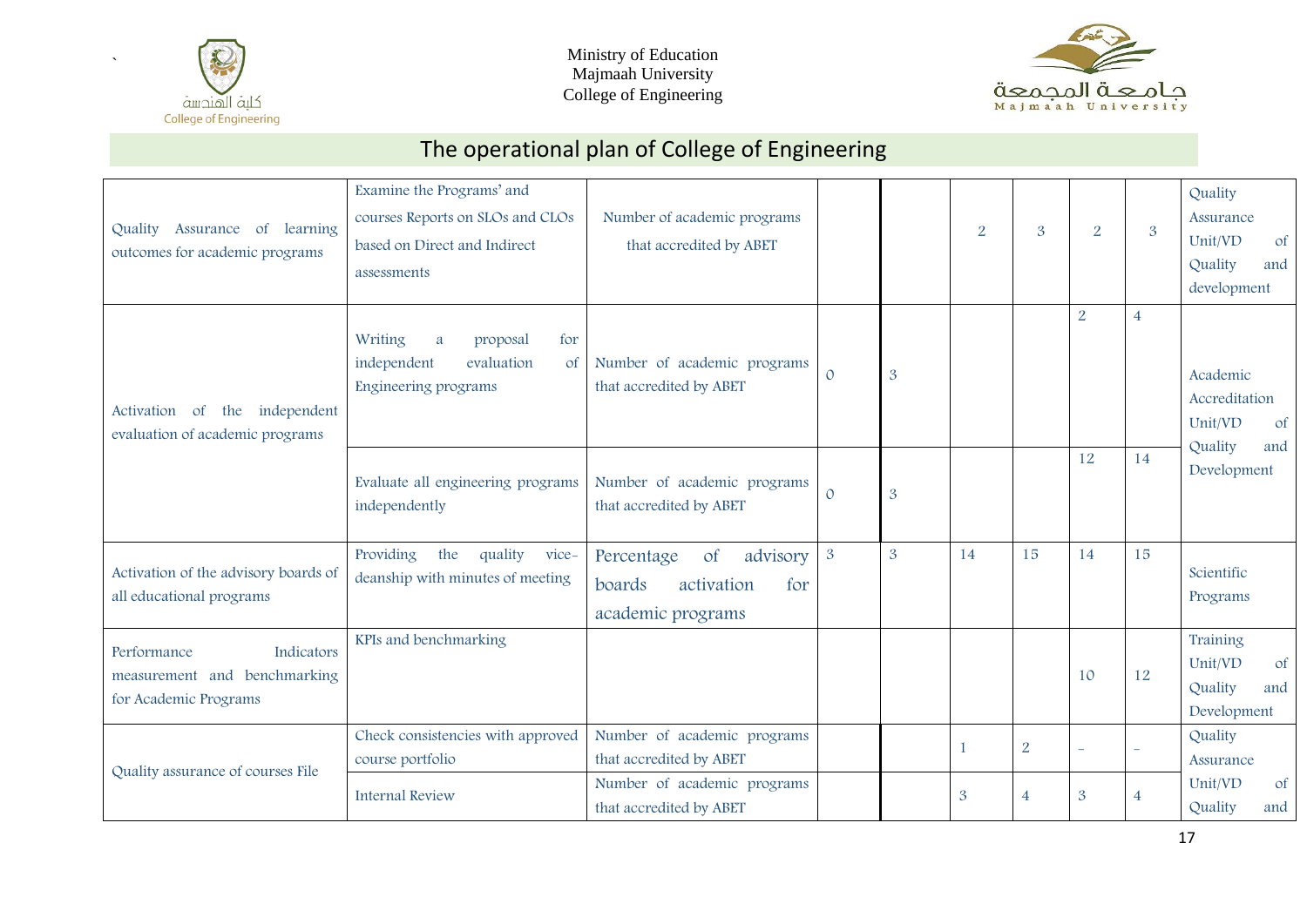Ministry of Education
Majmaah University
College of Engineering

## The operational plan of College of Engineering

| | | | | | | | | | |
|---|---|---|---|---|---|---|---|---|---|
| Quality Assurance of learning outcomes for academic programs | Examine the Programs' and courses Reports on SLOs and CLOs based on Direct and Indirect assessments | Number of academic programs that accredited by ABET | | | 2 | 3 | 2 | 3 | Quality Assurance Unit/VD of Quality and development |
| Activation of the independent evaluation of academic programs | Writing a proposal for independent evaluation of Engineering programs | Number of academic programs that accredited by ABET | 0 | 3 | | | 2 | 4 | Academic Accreditation Unit/VD of Quality and Development |
| | Evaluate all engineering programs independently | Number of academic programs that accredited by ABET | 0 | 3 | | | 12 | 14 | |
| Activation of the advisory boards of all educational programs | Providing the quality vice-deanship with minutes of meeting | Percentage of advisory boards activation for academic programs | 3 | 3 | 14 | 15 | 14 | 15 | Scientific Programs |
| Performance Indicators measurement and benchmarking for Academic Programs | KPIs and benchmarking | | | | | | 10 | 12 | Training Unit/VD of Quality and Development |
| Quality assurance of courses File | Check consistencies with approved course portfolio | Number of academic programs that accredited by ABET | | | 1 | 2 | - | - | Quality Assurance Unit/VD of Quality and |
| | Internal Review | Number of academic programs that accredited by ABET | | | 3 | 4 | 3 | 4 | |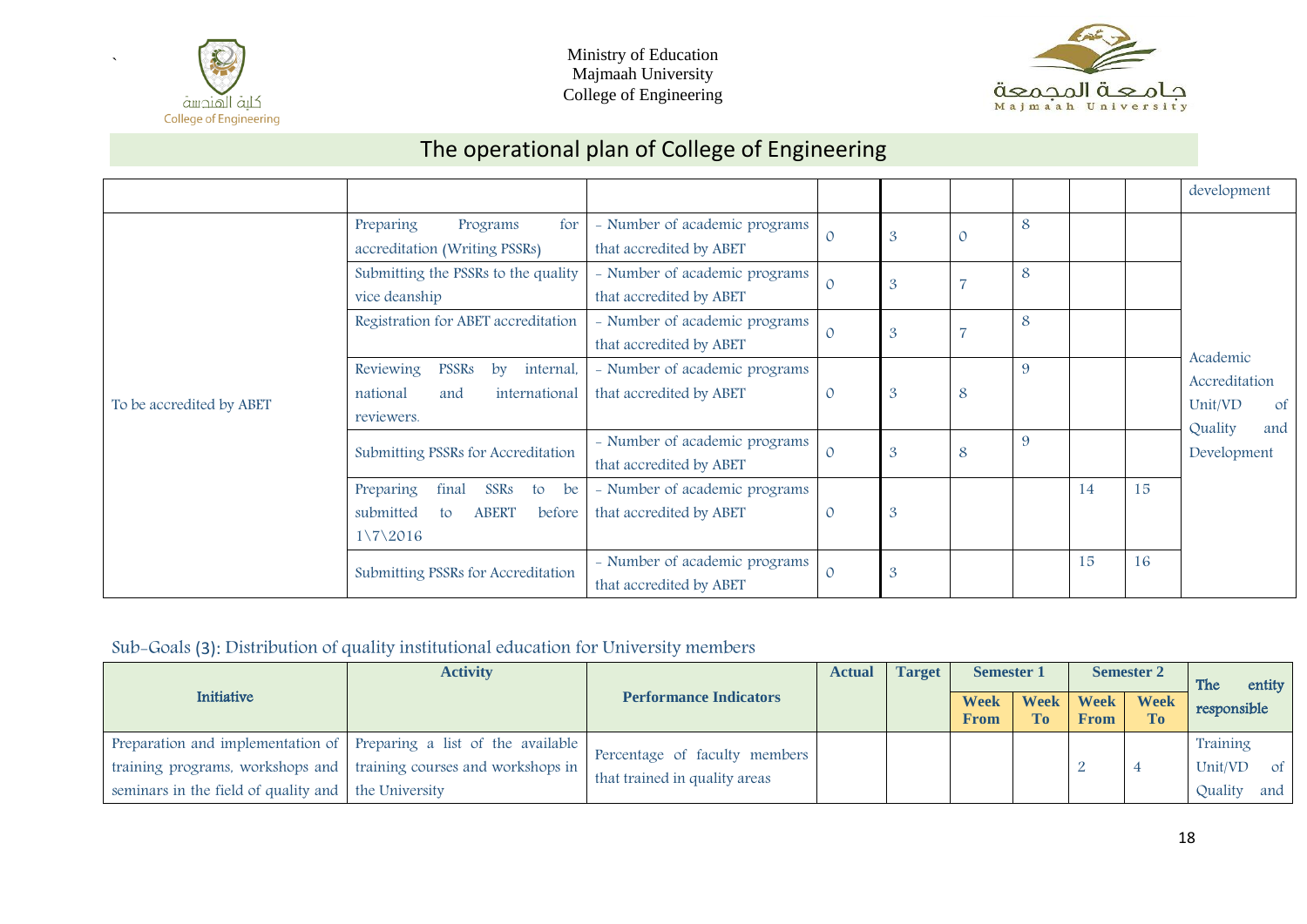Ministry of Education
Majmaah University
College of Engineering

# The operational plan of College of Engineering

| | | | | | | | | | development |
|---|---|---|---|---|---|---|---|---|---|
| To be accredited by ABET | Preparing Programs for accreditation (Writing PSSRs) | - Number of academic programs that accredited by ABET | 0 | 3 | 0 | 8 | | | Academic Accreditation Unit/VD of Quality and Development |
| | Submitting the PSSRs to the quality vice deanship | - Number of academic programs that accredited by ABET | 0 | 3 | 7 | 8 | | | |
| | Registration for ABET accreditation | - Number of academic programs that accredited by ABET | 0 | 3 | 7 | 8 | | | |
| | Reviewing PSSRs by internal, national and international reviewers. | - Number of academic programs that accredited by ABET | 0 | 3 | 8 | 9 | | | |
| | Submitting PSSRs for Accreditation | - Number of academic programs that accredited by ABET | 0 | 3 | 8 | 9 | | | |
| | Preparing final SSRs to be submitted to ABERT before 1\7\2016 | - Number of academic programs that accredited by ABET | 0 | 3 | | | 14 | 15 | |
| | Submitting PSSRs for Accreditation | - Number of academic programs that accredited by ABET | 0 | 3 | | | 15 | 16 | |

Sub-Goals (3): Distribution of quality institutional education for University members

| Initiative | Activity | Performance Indicators | Actual | Target | Semester 1 | | Semester 2 | | The entity responsible |
|---|---|---|---|---|---|---|---|---|---|
| | | | | | Week From | Week To | Week From | Week To | |
| Preparation and implementation of training programs, workshops and seminars in the field of quality and | Preparing a list of the available training courses and workshops in the University | Percentage of faculty members that trained in quality areas | | | | | 2 | 4 | Training Unit/VD of Quality and |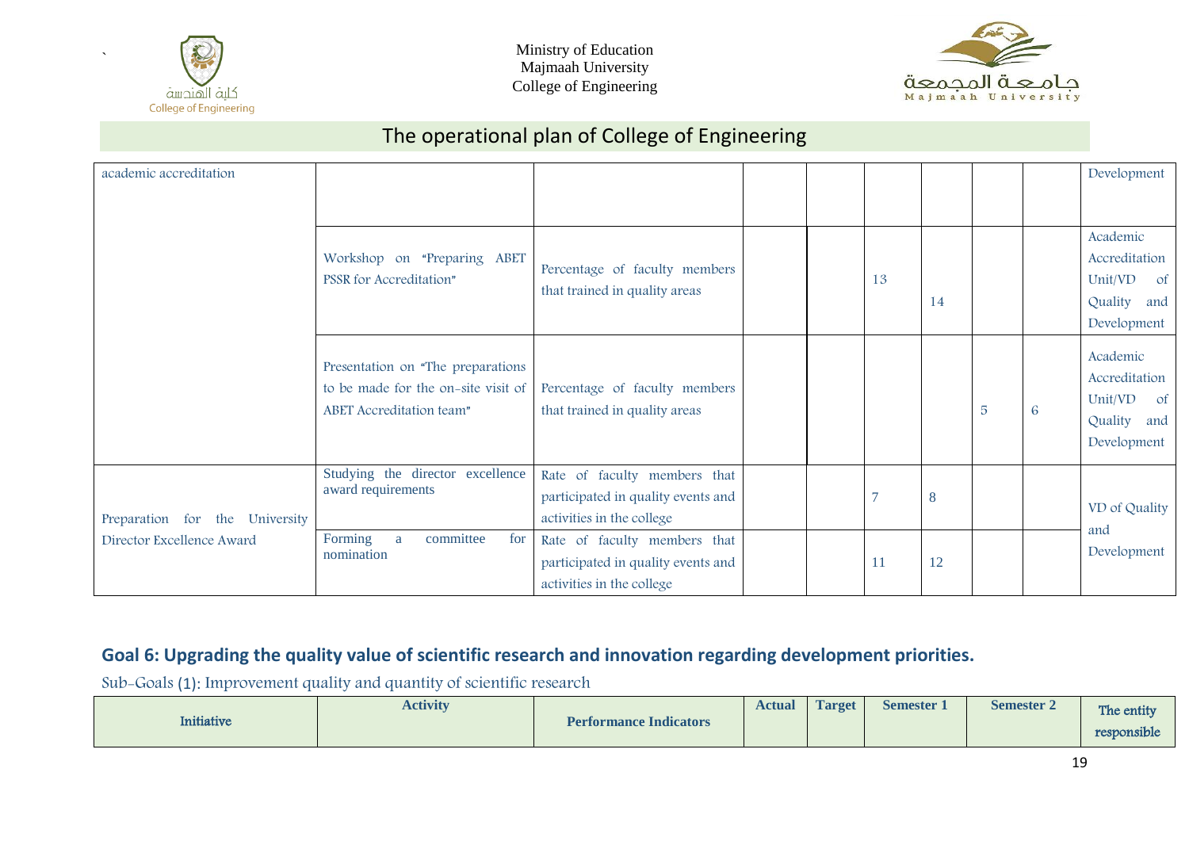Ministry of Education
Majmaah University
College of Engineering

## The operational plan of College of Engineering

| | | | | | | | | | |
|---|---|---|---|---|---|---|---|---|---|
| academic accreditation | | | | | | | | | Development |
| | Workshop on "Preparing ABET PSSR for Accreditation" | Percentage of faculty members that trained in quality areas | | | 13 | 14 | | | Academic Accreditation Unit/VD of Quality and Development |
| | Presentation on "The preparations to be made for the on-site visit of ABET Accreditation team" | Percentage of faculty members that trained in quality areas | | | | | 5 | 6 | Academic Accreditation Unit/VD of Quality and Development |
| Preparation for the University Director Excellence Award | Studying the director excellence award requirements | Rate of faculty members that participated in quality events and activities in the college | | | 7 | 8 | | | VD of Quality and Development |
| | Forming a committee for nomination | Rate of faculty members that participated in quality events and activities in the college | | | 11 | 12 | | | |

## Goal 6: Upgrading the quality value of scientific research and innovation regarding development priorities.

Sub-Goals (1): Improvement quality and quantity of scientific research

| Initiative | Activity | Performance Indicators | Actual | Target | Semester 1 | | Semester 2 | | The entity responsible |
|---|---|---|---|---|---|---|---|---|---|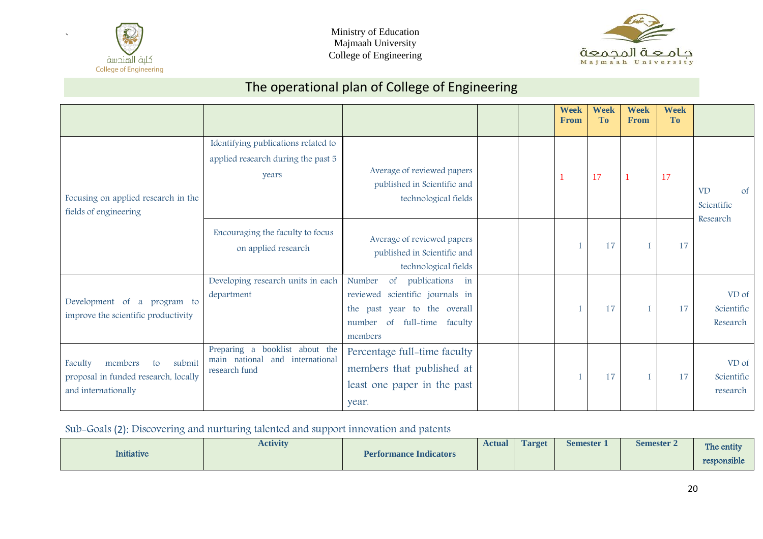Ministry of Education
Majmaah University
College of Engineering

## The operational plan of College of Engineering

| | | | | | Week From | Week To | Week From | Week To | |
|---|---|---|---|---|---|---|---|---|---|
| Focusing on applied research in the fields of engineering | Identifying publications related to applied research during the past 5 years | Average of reviewed papers published in Scientific and technological fields | | | 1 | 17 | 1 | 17 | VD of Scientific Research |
| | Encouraging the faculty to focus on applied research | Average of reviewed papers published in Scientific and technological fields | | | 1 | 17 | 1 | 17 | |
| Development of a program to improve the scientific productivity | Developing research units in each department | Number of publications in reviewed scientific journals in the past year to the overall number of full-time faculty members | | | 1 | 17 | 1 | 17 | VD of Scientific Research |
| Faculty members to submit proposal in funded research, locally and internationally | Preparing a booklist about the main national and international research fund | Percentage full-time faculty members that published at least one paper in the past year. | | | 1 | 17 | 1 | 17 | VD of Scientific research |

Sub-Goals (2): Discovering and nurturing talented and support innovation and patents

| Initiative | Activity | Performance Indicators | Actual | Target | Semester 1 | Semester 2 | The entity responsible |
|---|---|---|---|---|---|---|---|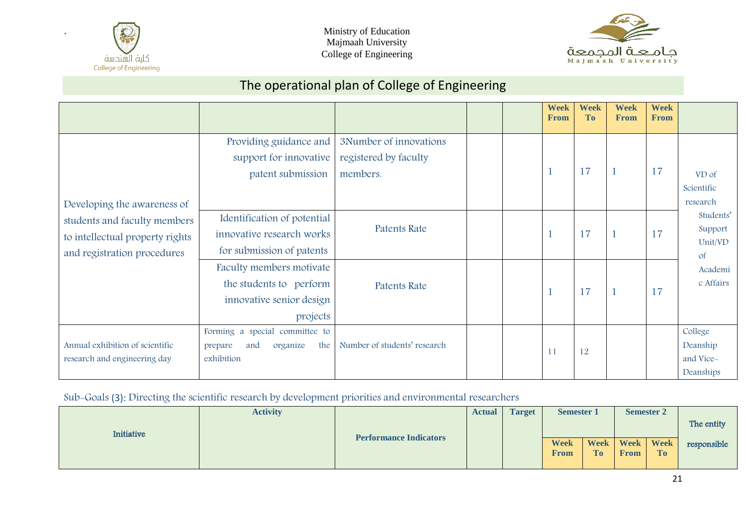Ministry of Education
Majmaah University
College of Engineering

## The operational plan of College of Engineering

| | | | | | Week From | Week To | Week From | Week From | |
|---|---|---|---|---|---|---|---|---|---|
| Developing the awareness of students and faculty members to intellectual property rights and registration procedures | Providing guidance and support for innovative patent submission | 3Number of innovations registered by faculty members. | | | 1 | 17 | 1 | 17 | VD of Scientific research Students' Support Unit/VD of Academic Affairs |
| | Identification of potential innovative research works for submission of patents | Patents Rate | | | 1 | 17 | 1 | 17 | |
| | Faculty members motivate the students to perform innovative senior design projects | Patents Rate | | | 1 | 17 | 1 | 17 | |
| Annual exhibition of scientific research and engineering day | Forming a special committee to prepare and organize the exhibition | Number of students' research | | | 11 | 12 | | | College Deanship and Vice-Deanships |

Sub-Goals (3): Directing the scientific research by development priorities and environmental researchers

| Initiative | Activity | Performance Indicators | Actual | Target | Semester 1 | | Semester 2 | | The entity responsible |
|---|---|---|---|---|---|---|---|---|---|
| | | | | | Week From | Week To | Week From | Week To | |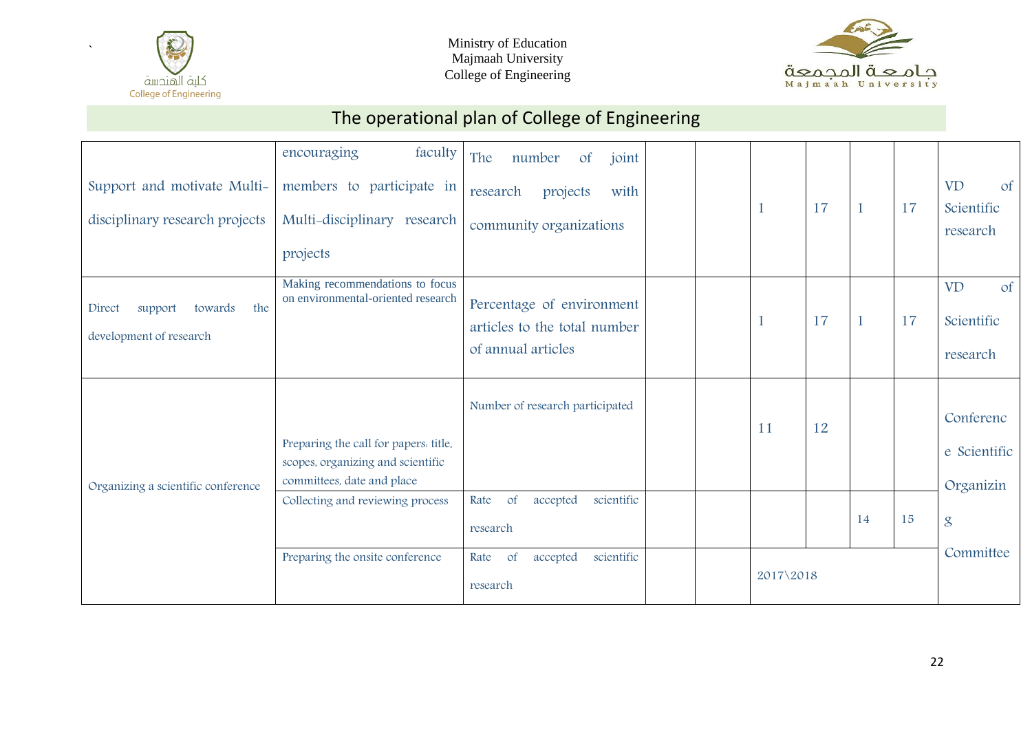Ministry of Education
Majmaah University
College of Engineering

## The operational plan of College of Engineering

| | | | | | | | | | |
|---|---|---|---|---|---|---|---|---|---|
| Support and motivate Multi-disciplinary research projects | encouraging faculty members to participate in Multi-disciplinary research projects | The number of joint research projects with community organizations | | | 1 | 17 | 1 | 17 | VD of Scientific research |
| Direct support towards the development of research | Making recommendations to focus on environmental-oriented research | Percentage of environment articles to the total number of annual articles | | | 1 | 17 | 1 | 17 | VD of Scientific research |
| Organizing a scientific conference | Preparing the call for papers: title, scopes, organizing and scientific committees, date and place | Number of research participated | | | 11 | 12 | | | Conference Scientific Organizing Committee |
| | Collecting and reviewing process | Rate of accepted scientific research | | | | | 14 | 15 | |
| | Preparing the onsite conference | Rate of accepted scientific research | | | 2017\2018 | | | | |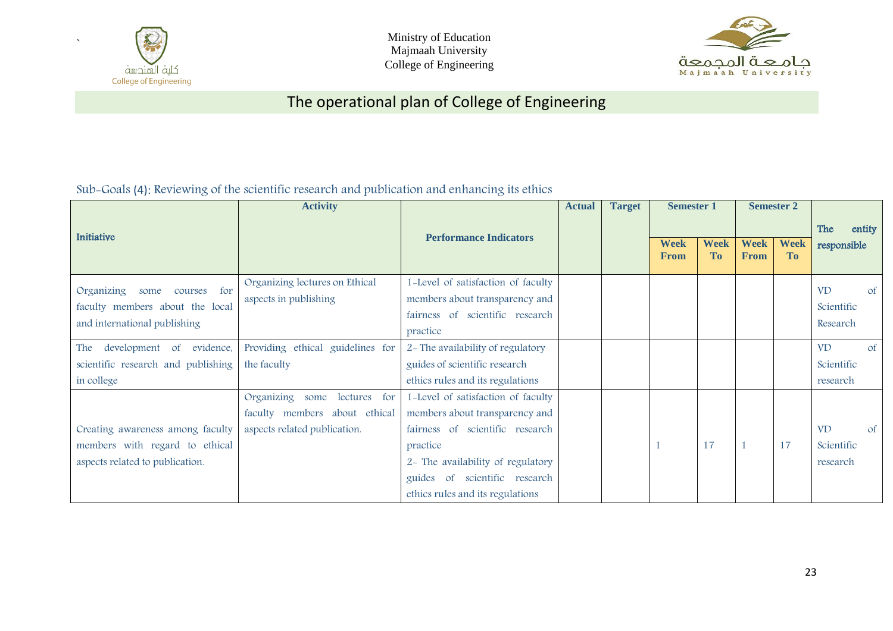Ministry of Education
Majmaah University
College of Engineering

# The operational plan of College of Engineering

## Sub-Goals (4): Reviewing of the scientific research and publication and enhancing its ethics

| Initiative | Activity | Performance Indicators | Actual | Target | Semester 1 | | Semester 2 | | The entity responsible |
|---|---|---|---|---|---|---|---|---|---|
| | | | | | Week From | Week To | Week From | Week To | |
| Organizing some courses for faculty members about the local and international publishing | Organizing lectures on Ethical aspects in publishing | 1-Level of satisfaction of faculty members about transparency and fairness of scientific research practice | | | | | | | VD of Scientific Research |
| The development of evidence, scientific research and publishing in college | Providing ethical guidelines for the faculty | 2- The availability of regulatory guides of scientific research ethics rules and its regulations | | | | | | | VD of Scientific research |
| Creating awareness among faculty members with regard to ethical aspects related to publication. | Organizing some lectures for faculty members about ethical aspects related publication. | 1-Level of satisfaction of faculty members about transparency and fairness of scientific research practice<br>2- The availability of regulatory guides of scientific research ethics rules and its regulations | | | 1 | 17 | 1 | 17 | VD of Scientific research |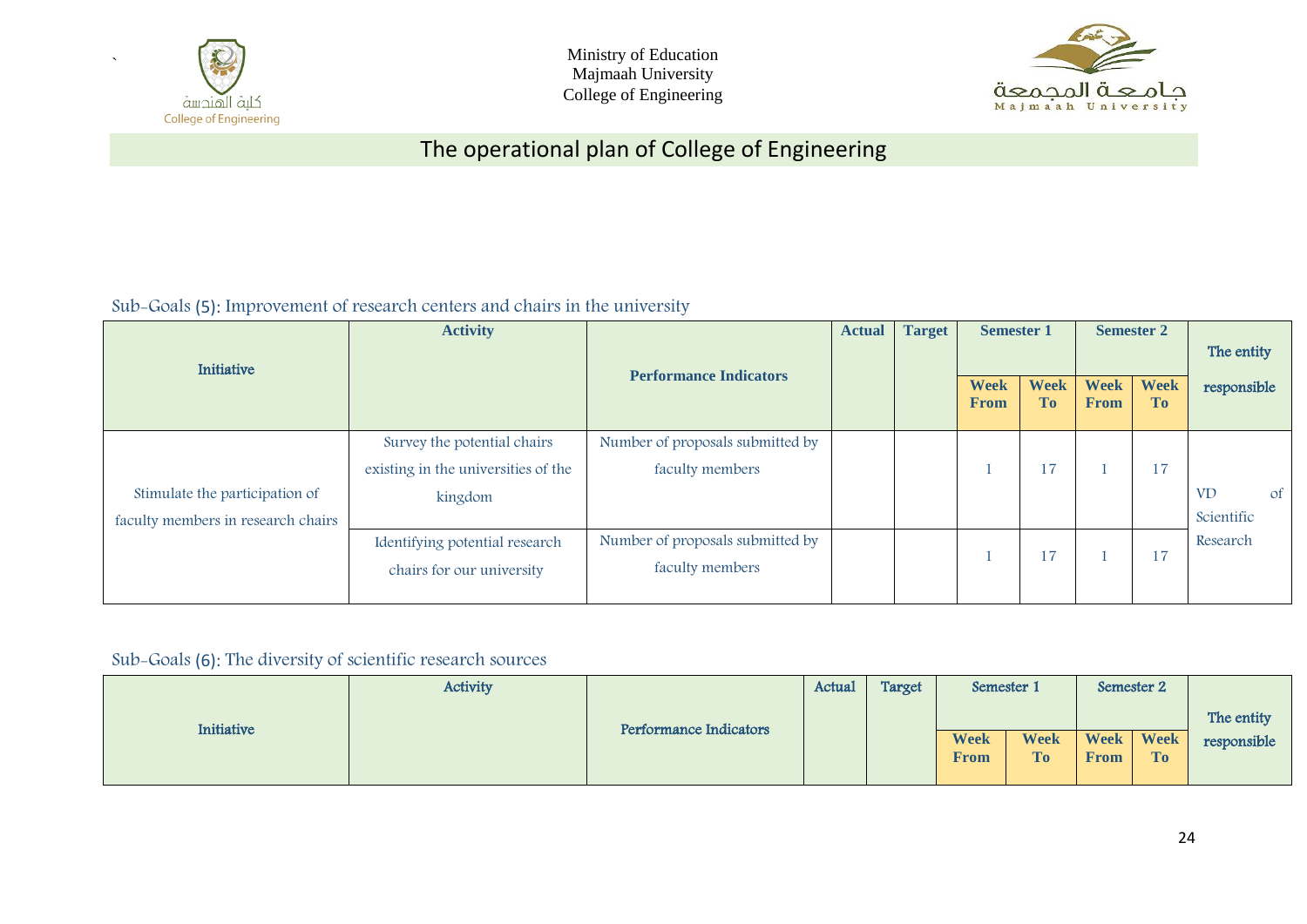Ministry of Education
Majmaah University
College of Engineering

## The operational plan of College of Engineering

Sub-Goals (5): Improvement of research centers and chairs in the university

| Initiative | Activity | Performance Indicators | Actual | Target | Semester 1 | | Semester 2 | | The entity responsible |
|---|---|---|---|---|---|---|---|---|---|
| | | | | | Week From | Week To | Week From | Week To | |
| Stimulate the participation of faculty members in research chairs | Survey the potential chairs existing in the universities of the kingdom | Number of proposals submitted by faculty members | | | 1 | 17 | 1 | 17 | VD of Scientific Research |
| | Identifying potential research chairs for our university | Number of proposals submitted by faculty members | | | 1 | 17 | 1 | 17 | |

Sub-Goals (6): The diversity of scientific research sources

| Initiative | Activity | Performance Indicators | Actual | Target | Semester 1 | | Semester 2 | | The entity responsible |
|---|---|---|---|---|---|---|---|---|---|
| | | | | | Week From | Week To | Week From | Week To | |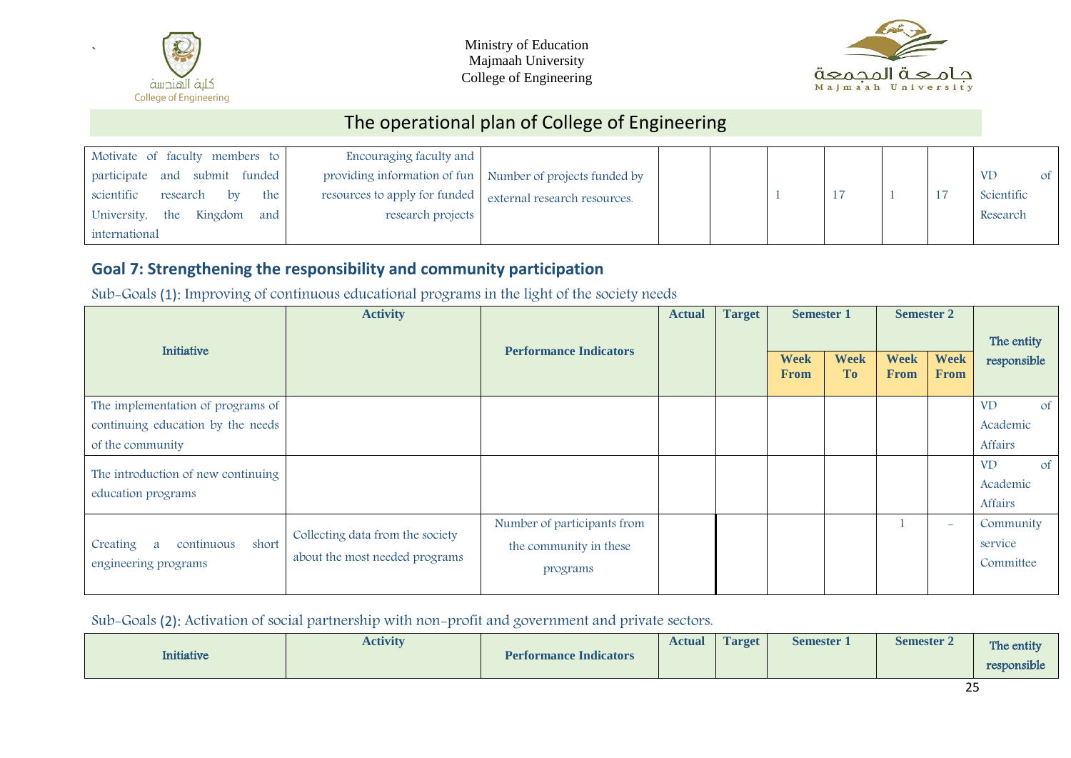Ministry of Education
Majmaah University
College of Engineering

# The operational plan of College of Engineering

| Motivate of faculty members to participate and submit funded scientific research by the University, the Kingdom and international | Encouraging faculty and providing information of fun resources to apply for funded research projects | Number of projects funded by external research resources. | | | 1 | 17 | 1 | 17 | VD of Scientific Research |
|---|---|---|---|---|---|---|---|---|---|

## Goal 7: Strengthening the responsibility and community participation

Sub-Goals (1): Improving of continuous educational programs in the light of the society needs

| Initiative | Activity | Performance Indicators | Actual | Target | Semester 1 | | Semester 2 | | The entity responsible |
|---|---|---|---|---|---|---|---|---|---|
| | | | | | Week From | Week To | Week From | Week From | |
| The implementation of programs of continuing education by the needs of the community | | | | | | | | | VD of Academic Affairs |
| The introduction of new continuing education programs | | | | | | | | | VD of Academic Affairs |
| Creating a continuous short engineering programs | Collecting data from the society about the most needed programs | Number of participants from the community in these programs | | | | | 1 | - | Community service Committee |

Sub-Goals (2): Activation of social partnership with non-profit and government and private sectors.

| Initiative | Activity | Performance Indicators | Actual | Target | Semester 1 | Semester 2 | The entity responsible |
|---|---|---|---|---|---|---|---|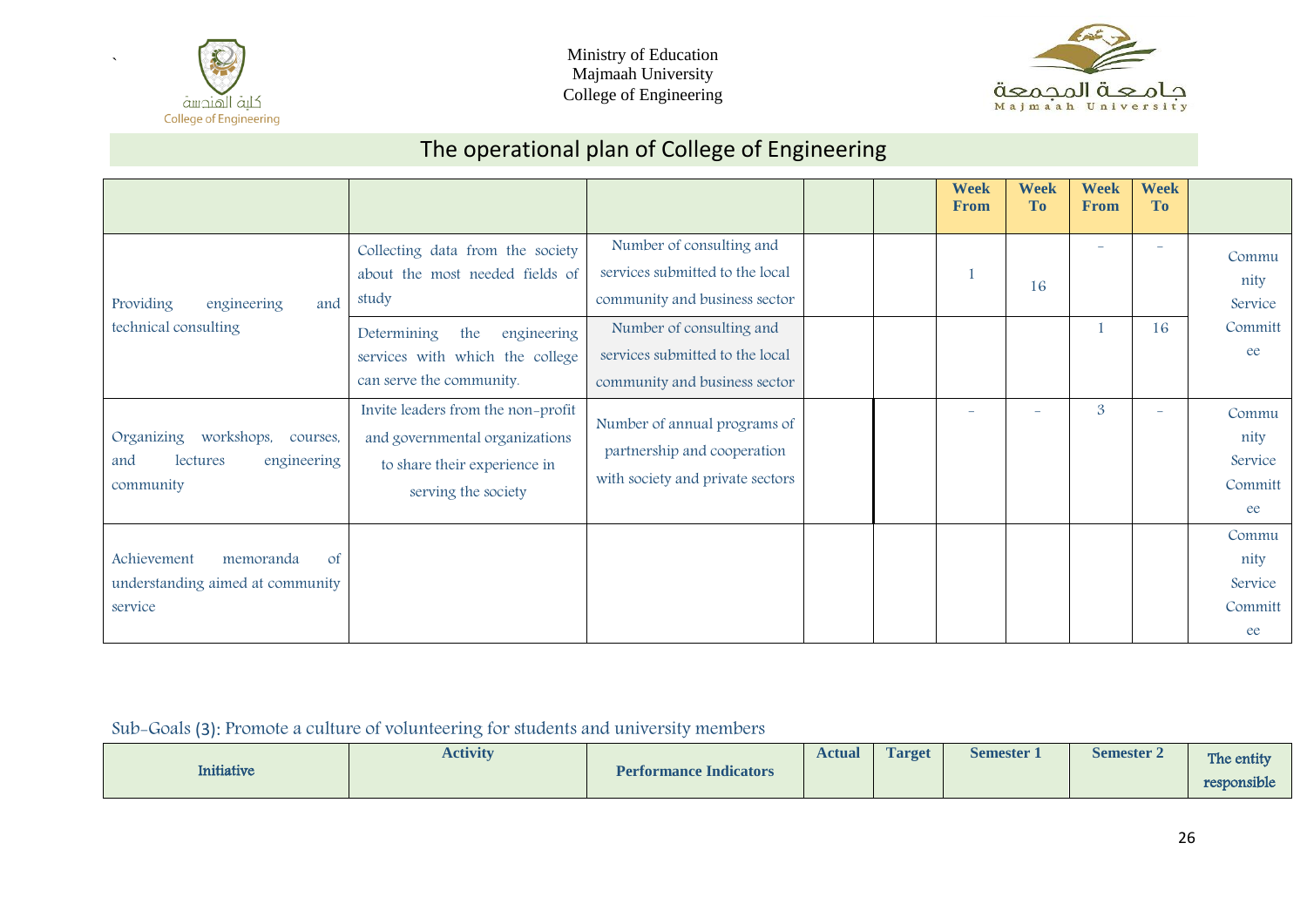Ministry of Education
Majmaah University
College of Engineering

# The operational plan of College of Engineering

| | | | | | Week From | Week To | Week From | Week To | |
|---|---|---|---|---|---|---|---|---|---|
| Providing engineering and technical consulting | Collecting data from the society about the most needed fields of study | Number of consulting and services submitted to the local community and business sector | | | 1 | 16 | - | - | Community Service Committee |
| | Determining the engineering services with which the college can serve the community. | Number of consulting and services submitted to the local community and business sector | | | | | 1 | 16 | |
| Organizing workshops, courses, and lectures engineering community | Invite leaders from the non-profit and governmental organizations to share their experience in serving the society | Number of annual programs of partnership and cooperation with society and private sectors | | | - | - | 3 | - | Community Service Committee |
| Achievement memoranda of understanding aimed at community service | | | | | | | | | Community Service Committee |

Sub-Goals (3): Promote a culture of volunteering for students and university members

| Initiative | Activity | Performance Indicators | Actual | Target | Semester 1 | Semester 2 | The entity responsible |
|---|---|---|---|---|---|---|---|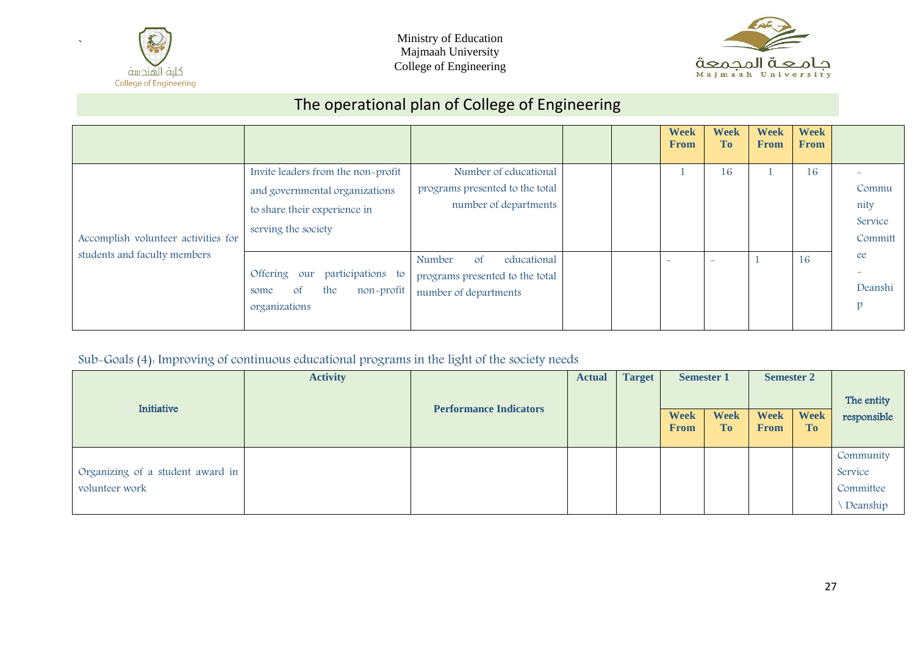Ministry of Education
Majmaah University
College of Engineering

# The operational plan of College of Engineering

| | | | | | Week From | Week To | Week From | Week From | |
|---|---|---|---|---|---|---|---|---|---|
| Accomplish volunteer activities for students and faculty members | Invite leaders from the non-profit and governmental organizations to share their experience in serving the society | Number of educational programs presented to the total number of departments | | | 1 | 16 | 1 | 16 | - Community Service Committee - Deanship |
| | Offering our participations to some of the non-profit organizations | Number of educational programs presented to the total number of departments | | | - | - | 1 | 16 | |

Sub-Goals (4): Improving of continuous educational programs in the light of the society needs

| Initiative | Activity | Performance Indicators | Actual | Target | Semester 1 | | Semester 2 | | The entity responsible |
|---|---|---|---|---|---|---|---|---|---|
| | | | | | Week From | Week To | Week From | Week To | |
| Organizing of a student award in volunteer work | | | | | | | | | Community Service Committee \ Deanship |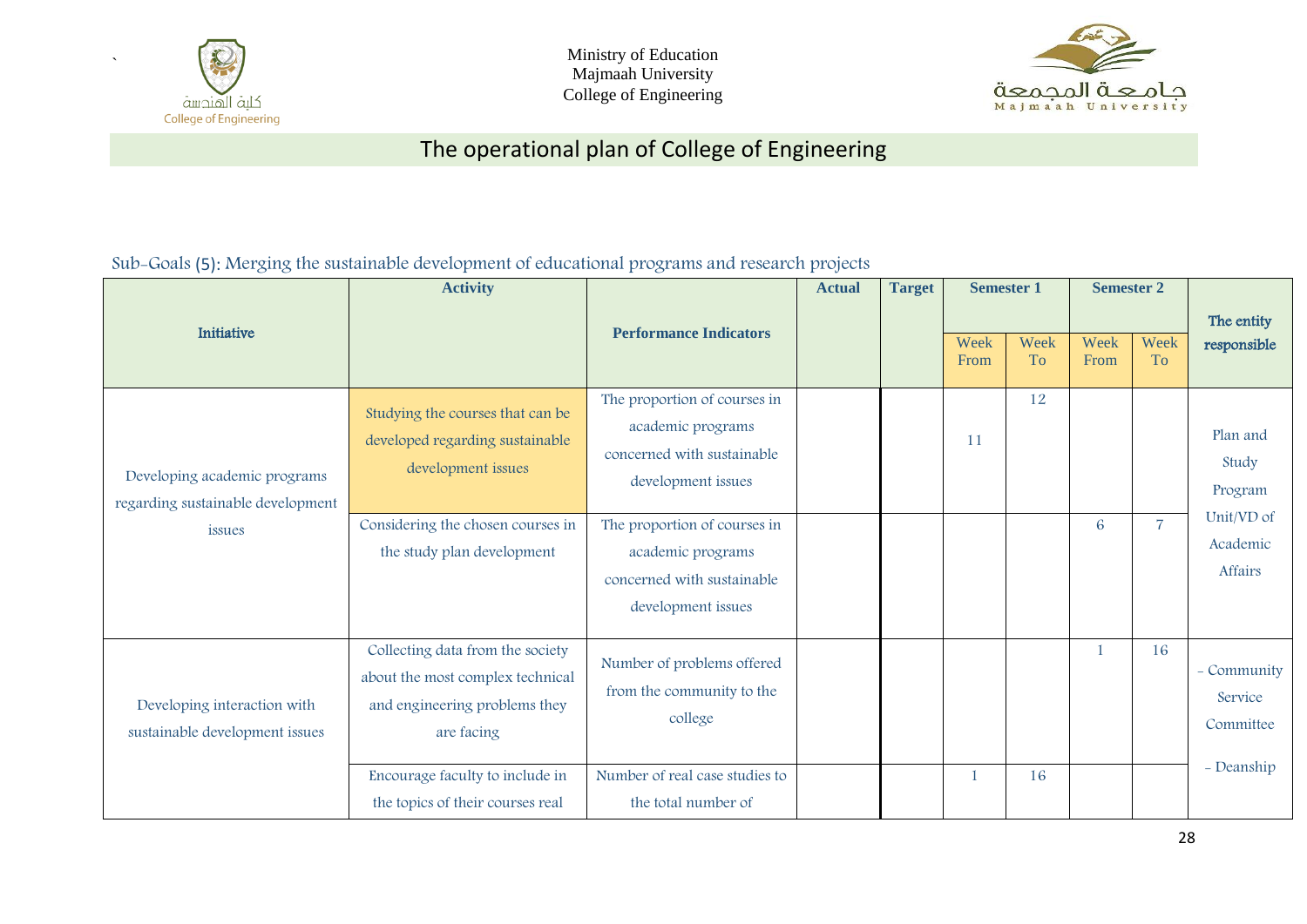Ministry of Education
Majmaah University
College of Engineering

# The operational plan of College of Engineering

## Sub-Goals (5): Merging the sustainable development of educational programs and research projects

| Initiative | Activity | Performance Indicators | Actual | Target | Semester 1 | | Semester 2 | | The entity responsible |
|---|---|---|---|---|---|---|---|---|---|
| | | | | | Week From | Week To | Week From | Week To | |
| Developing academic programs regarding sustainable development issues | Studying the courses that can be developed regarding sustainable development issues | The proportion of courses in academic programs concerned with sustainable development issues | | | 11 | 12 | | | Plan and Study Program Unit/VD of Academic Affairs |
| | Considering the chosen courses in the study plan development | The proportion of courses in academic programs concerned with sustainable development issues | | | | | 6 | 7 | |
| Developing interaction with sustainable development issues | Collecting data from the society about the most complex technical and engineering problems they are facing | Number of problems offered from the community to the college | | | | | 1 | 16 | - Community Service Committee<br>- Deanship |
| | Encourage faculty to include in the topics of their courses real | Number of real case studies to the total number of | | | 1 | 16 | | | |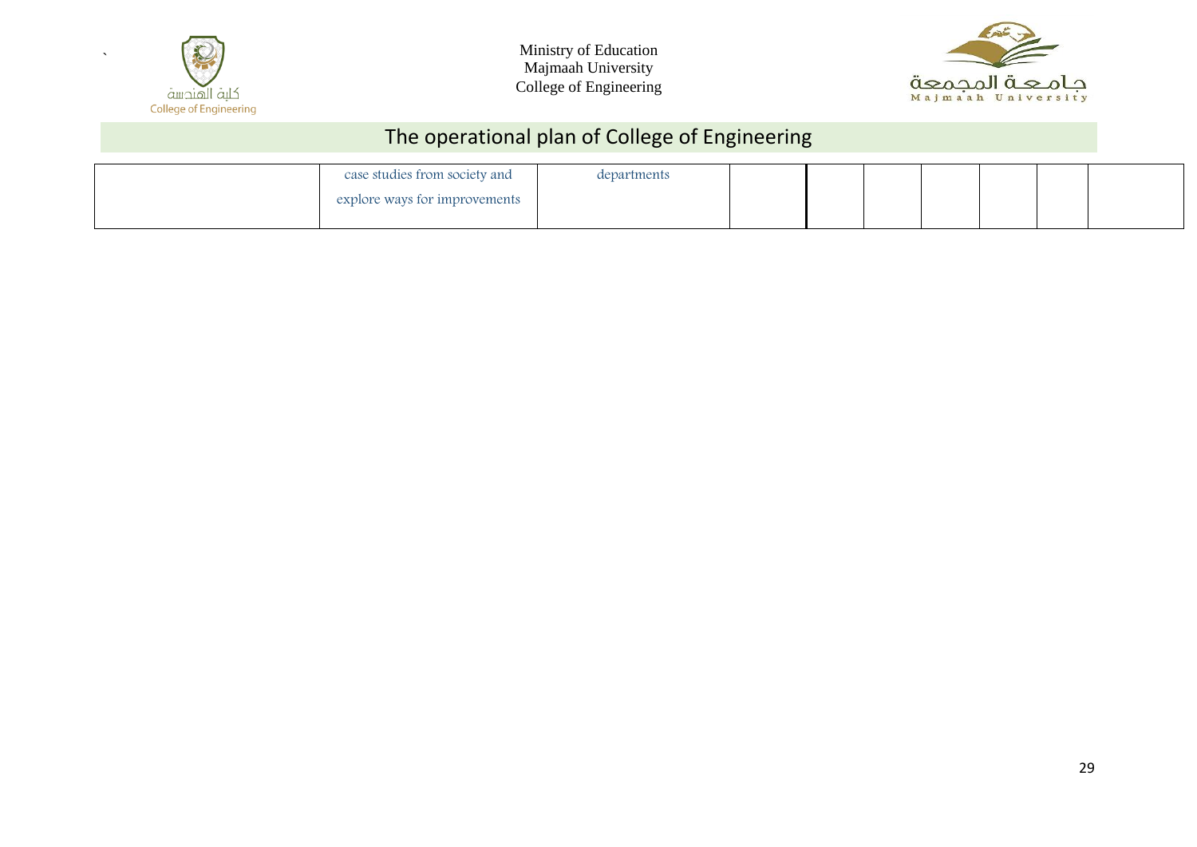| | | | | | | | | | |
|---|---|---|---|---|---|---|---|---|---|
| | case studies from society and explore ways for improvements | departments | | | | | | | |